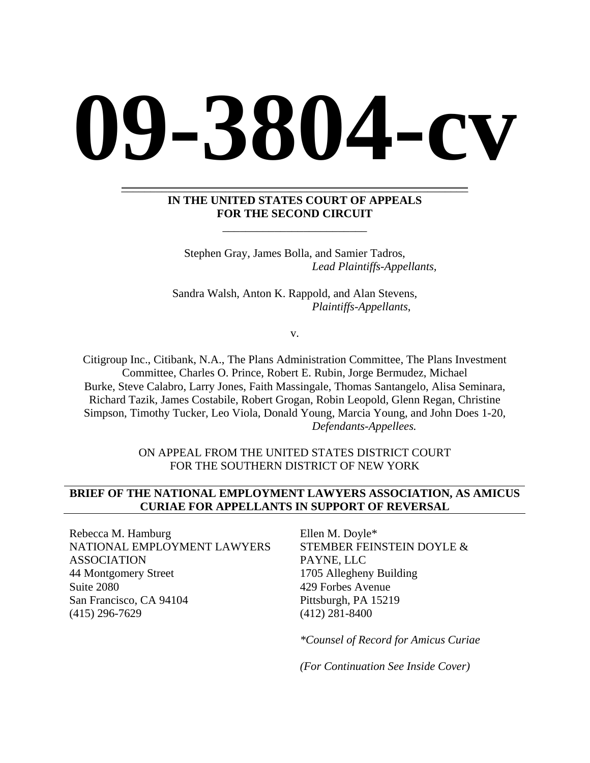# 09-3804-cv

**IN THE UNITED STATES COURT OF APPEALS**
**FOR THE SECOND CIRCUIT**

Stephen Gray, James Bolla, and Samier Tadros,
*Lead Plaintiffs-Appellants,*

Sandra Walsh, Anton K. Rappold, and Alan Stevens,
*Plaintiffs-Appellants*,

v.

Citigroup Inc., Citibank, N.A., The Plans Administration Committee, The Plans Investment Committee, Charles O. Prince, Robert E. Rubin, Jorge Bermudez, Michael Burke, Steve Calabro, Larry Jones, Faith Massingale, Thomas Santangelo, Alisa Seminara, Richard Tazik, James Costabile, Robert Grogan, Robin Leopold, Glenn Regan, Christine Simpson, Timothy Tucker, Leo Viola, Donald Young, Marcia Young, and John Does 1-20,
*Defendants-Appellees.*

ON APPEAL FROM THE UNITED STATES DISTRICT COURT
FOR THE SOUTHERN DISTRICT OF NEW YORK

**BRIEF OF THE NATIONAL EMPLOYMENT LAWYERS ASSOCIATION, AS AMICUS CURIAE FOR APPELLANTS IN SUPPORT OF REVERSAL**

Rebecca M. Hamburg
NATIONAL EMPLOYMENT LAWYERS ASSOCIATION
44 Montgomery Street
Suite 2080
San Francisco, CA 94104
(415) 296-7629

Ellen M. Doyle*
STEMBER FEINSTEIN DOYLE & PAYNE, LLC
1705 Allegheny Building
429 Forbes Avenue
Pittsburgh, PA 15219
(412) 281-8400

*\*Counsel of Record for Amicus Curiae*

*(For Continuation See Inside Cover)*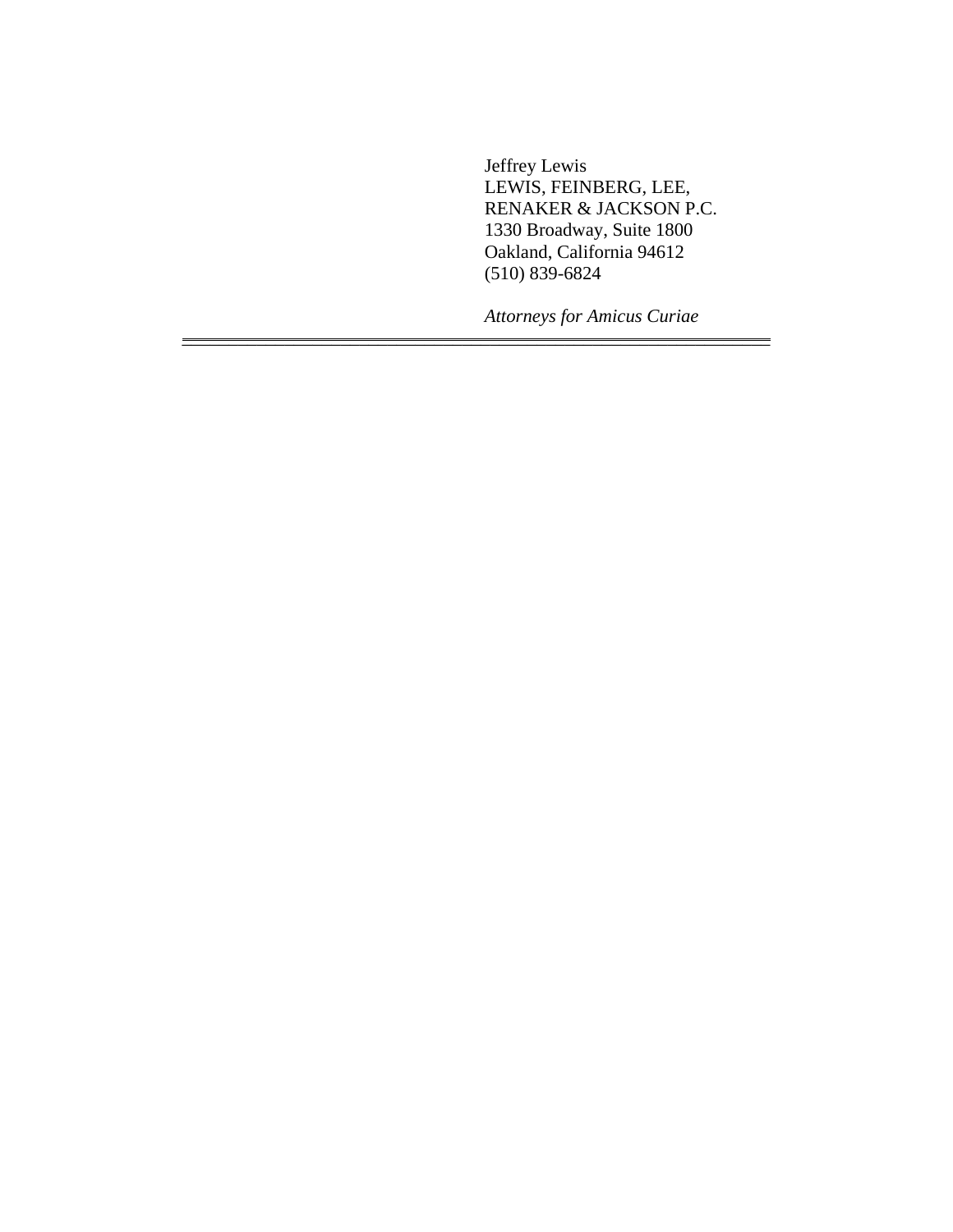Jeffrey Lewis
LEWIS, FEINBERG, LEE,
RENAKER & JACKSON P.C.
1330 Broadway, Suite 1800
Oakland, California 94612
(510) 839-6824

*Attorneys for Amicus Curiae*

---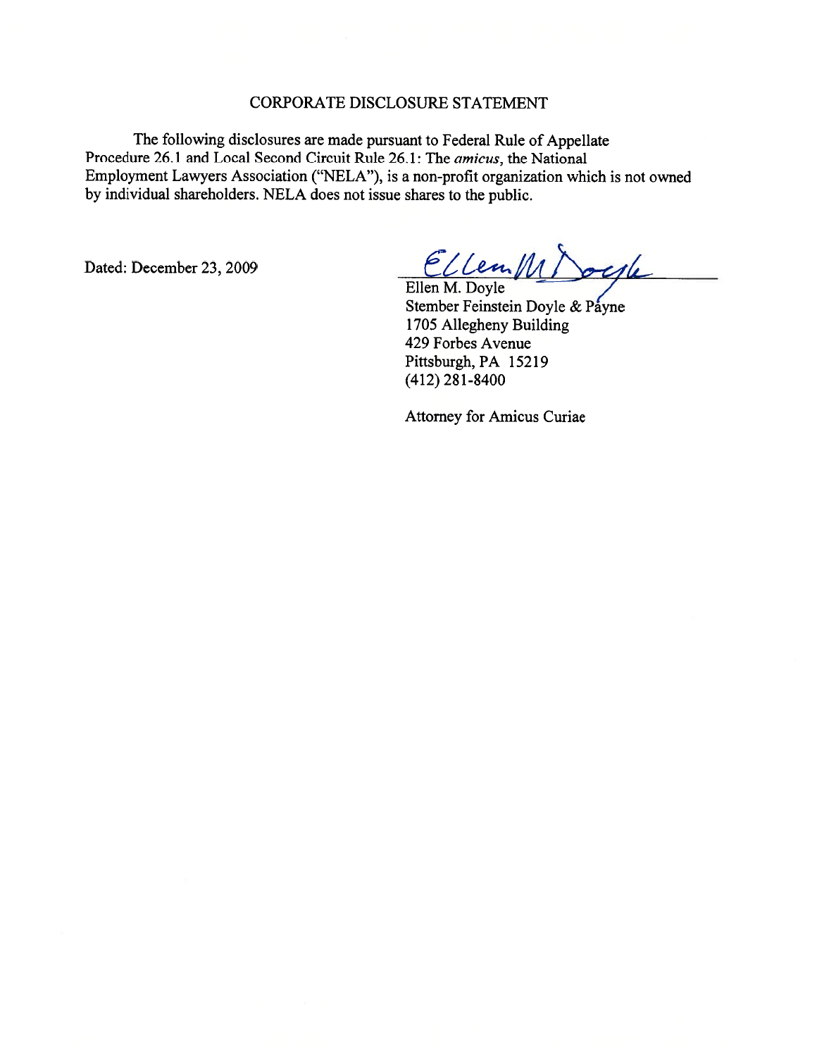# CORPORATE DISCLOSURE STATEMENT

The following disclosures are made pursuant to Federal Rule of Appellate Procedure 26.1 and Local Second Circuit Rule 26.1: The *amicus*, the National Employment Lawyers Association ("NELA"), is a non-profit organization which is not owned by individual shareholders. NELA does not issue shares to the public.

Dated: December 23, 2009

Ellen M. Doyle
Stember Feinstein Doyle & Payne
1705 Allegheny Building
429 Forbes Avenue
Pittsburgh, PA 15219
(412) 281-8400

Attorney for Amicus Curiae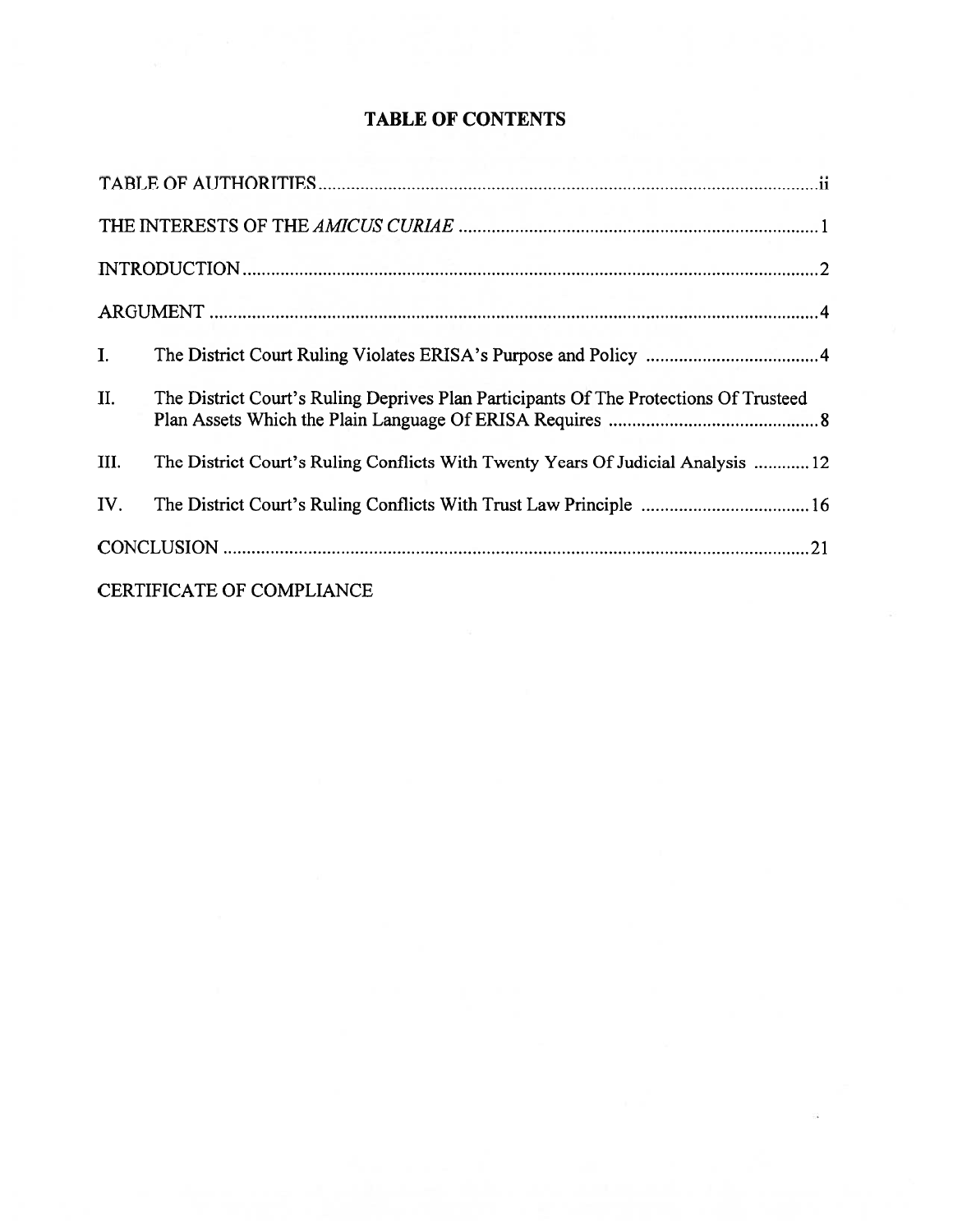## TABLE OF CONTENTS

| | | |
|---|---|---|
| TABLE OF AUTHORITIES | | ii |
| THE INTERESTS OF THE *AMICUS CURIAE* | | 1 |
| INTRODUCTION | | 2 |
| ARGUMENT | | 4 |
| I. | The District Court Ruling Violates ERISA's Purpose and Policy | 4 |
| II. | The District Court's Ruling Deprives Plan Participants Of The Protections Of Trusteed Plan Assets Which the Plain Language Of ERISA Requires | 8 |
| III. | The District Court's Ruling Conflicts With Twenty Years Of Judicial Analysis | 12 |
| IV. | The District Court's Ruling Conflicts With Trust Law Principle | 16 |
| CONCLUSION | | 21 |
| CERTIFICATE OF COMPLIANCE | | |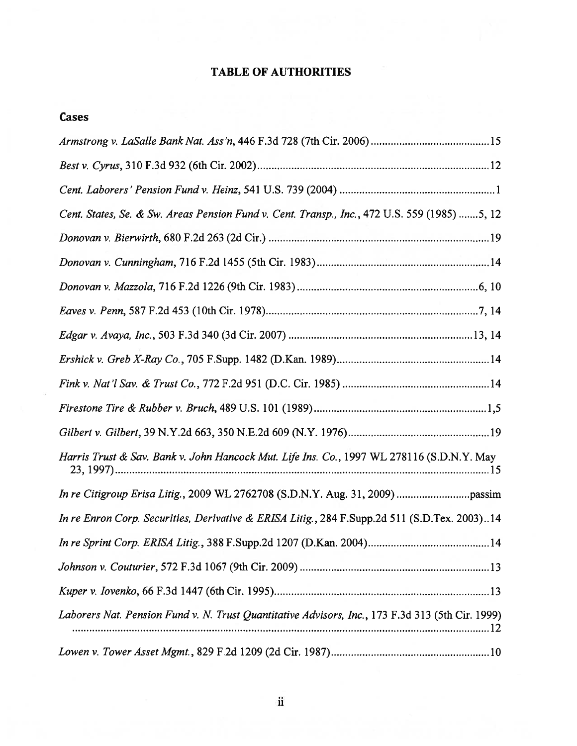# TABLE OF AUTHORITIES

## Cases

*Armstrong v. LaSalle Bank Nat. Ass'n*, 446 F.3d 728 (7th Cir. 2006) .......... 15

*Best v. Cyrus*, 310 F.3d 932 (6th Cir. 2002) .......... 12

*Cent. Laborers' Pension Fund v. Heinz*, 541 U.S. 739 (2004) .......... 1

*Cent. States, Se. & Sw. Areas Pension Fund v. Cent. Transp., Inc.*, 472 U.S. 559 (1985) .......5, 12

*Donovan v. Bierwirth*, 680 F.2d 263 (2d Cir.) .......... 19

*Donovan v. Cunningham*, 716 F.2d 1455 (5th Cir. 1983) .......... 14

*Donovan v. Mazzola*, 716 F.2d 1226 (9th Cir. 1983) .......... 6, 10

*Eaves v. Penn*, 587 F.2d 453 (10th Cir. 1978) .......... 7, 14

*Edgar v. Avaya, Inc.*, 503 F.3d 340 (3d Cir. 2007) .......... 13, 14

*Ershick v. Greb X-Ray Co.*, 705 F.Supp. 1482 (D.Kan. 1989) .......... 14

*Fink v. Nat'l Sav. & Trust Co.*, 772 F.2d 951 (D.C. Cir. 1985) .......... 14

*Firestone Tire & Rubber v. Bruch*, 489 U.S. 101 (1989) .......... 1,5

*Gilbert v. Gilbert*, 39 N.Y.2d 663, 350 N.E.2d 609 (N.Y. 1976) .......... 19

*Harris Trust & Sav. Bank v. John Hancock Mut. Life Ins. Co.*, 1997 WL 278116 (S.D.N.Y. May 23, 1997) .......... 15

*In re Citigroup Erisa Litig.*, 2009 WL 2762708 (S.D.N.Y. Aug. 31, 2009) .......... passim

*In re Enron Corp. Securities, Derivative & ERISA Litig.*, 284 F.Supp.2d 511 (S.D.Tex. 2003)..14

*In re Sprint Corp. ERISA Litig.*, 388 F.Supp.2d 1207 (D.Kan. 2004) .......... 14

*Johnson v. Couturier*, 572 F.3d 1067 (9th Cir. 2009) .......... 13

*Kuper v. Iovenko*, 66 F.3d 1447 (6th Cir. 1995) .......... 13

*Laborers Nat. Pension Fund v. N. Trust Quantitative Advisors, Inc.*, 173 F.3d 313 (5th Cir. 1999) .......... 12

*Lowen v. Tower Asset Mgmt.*, 829 F.2d 1209 (2d Cir. 1987) .......... 10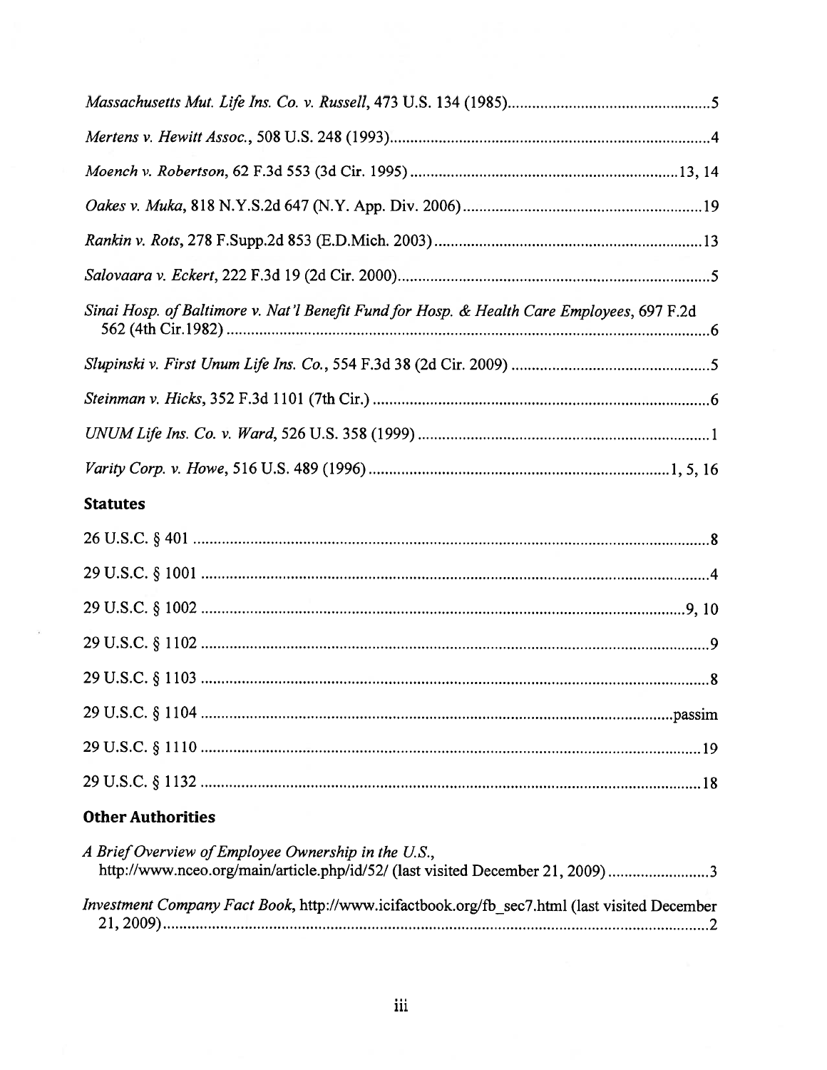*Massachusetts Mut. Life Ins. Co. v. Russell*, 473 U.S. 134 (1985) .................................................. 5

*Mertens v. Hewitt Assoc.*, 508 U.S. 248 (1993) .................................................................................. 4

*Moench v. Robertson*, 62 F.3d 553 (3d Cir. 1995) .................................................................. 13, 14

*Oakes v. Muka*, 818 N.Y.S.2d 647 (N.Y. App. Div. 2006) .......................................................... 19

*Rankin v. Rots*, 278 F.Supp.2d 853 (E.D.Mich. 2003) ................................................................. 13

*Salovaara v. Eckert*, 222 F.3d 19 (2d Cir. 2000) ............................................................................. 5

*Sinai Hosp. of Baltimore v. Nat'l Benefit Fund for Hosp. & Health Care Employees*, 697 F.2d 562 (4th Cir.1982) ........................................................................................................................ 6

*Slupinski v. First Unum Life Ins. Co.*, 554 F.3d 38 (2d Cir. 2009) ................................................. 5

*Steinman v. Hicks*, 352 F.3d 1101 (7th Cir.) ..................................................................................... 6

*UNUM Life Ins. Co. v. Ward*, 526 U.S. 358 (1999) ........................................................................ 1

*Varity Corp. v. Howe*, 516 U.S. 489 (1996) ........................................................................... 1, 5, 16

## Statutes

26 U.S.C. § 401 ............................................................................................................................... 8

29 U.S.C. § 1001 ............................................................................................................................. 4

29 U.S.C. § 1002 ........................................................................................................................ 9, 10

29 U.S.C. § 1102 ............................................................................................................................. 9

29 U.S.C. § 1103 ............................................................................................................................. 8

29 U.S.C. § 1104 ..................................................................................................................... passim

29 U.S.C. § 1110 ........................................................................................................................... 19

29 U.S.C. § 1132 ........................................................................................................................... 18

## Other Authorities

*A Brief Overview of Employee Ownership in the U.S.*, http://www.nceo.org/main/article.php/id/52/ (last visited December 21, 2009) ......................... 3

*Investment Company Fact Book*, http://www.icifactbook.org/fb_sec7.html (last visited December 21, 2009) ...................................................................................................................................... 2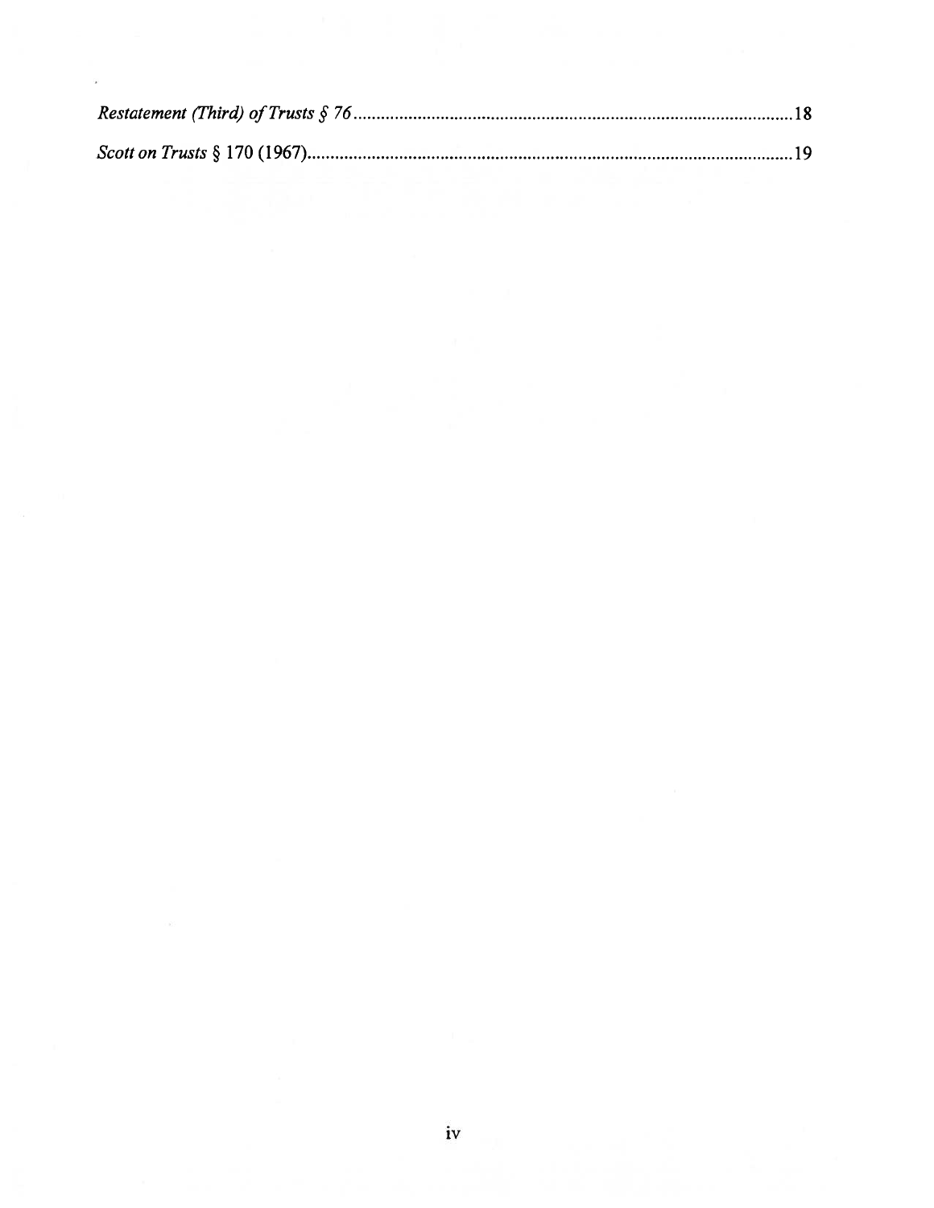*Restatement (Third) of Trusts § 76* ................................................................................................ 18

*Scott on Trusts* § 170 (1967)........................................................................................................ 19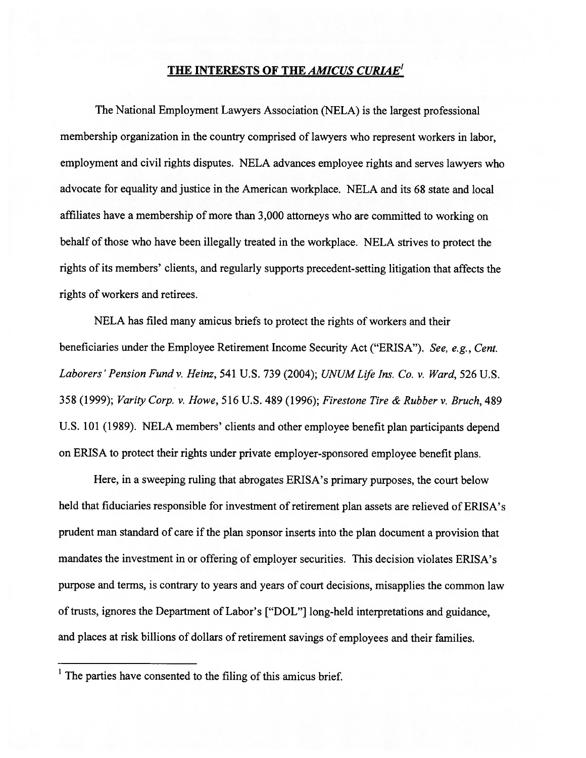## THE INTERESTS OF THE *AMICUS CURIAE*[1]

The National Employment Lawyers Association (NELA) is the largest professional membership organization in the country comprised of lawyers who represent workers in labor, employment and civil rights disputes. NELA advances employee rights and serves lawyers who advocate for equality and justice in the American workplace. NELA and its 68 state and local affiliates have a membership of more than 3,000 attorneys who are committed to working on behalf of those who have been illegally treated in the workplace. NELA strives to protect the rights of its members' clients, and regularly supports precedent-setting litigation that affects the rights of workers and retirees.

NELA has filed many amicus briefs to protect the rights of workers and their beneficiaries under the Employee Retirement Income Security Act ("ERISA"). *See, e.g.*, *Cent. Laborers' Pension Fund v. Heinz*, 541 U.S. 739 (2004); *UNUM Life Ins. Co. v. Ward*, 526 U.S. 358 (1999); *Varity Corp. v. Howe*, 516 U.S. 489 (1996); *Firestone Tire & Rubber v. Bruch*, 489 U.S. 101 (1989). NELA members' clients and other employee benefit plan participants depend on ERISA to protect their rights under private employer-sponsored employee benefit plans.

Here, in a sweeping ruling that abrogates ERISA's primary purposes, the court below held that fiduciaries responsible for investment of retirement plan assets are relieved of ERISA's prudent man standard of care if the plan sponsor inserts into the plan document a provision that mandates the investment in or offering of employer securities. This decision violates ERISA's purpose and terms, is contrary to years and years of court decisions, misapplies the common law of trusts, ignores the Department of Labor's ["DOL"] long-held interpretations and guidance, and places at risk billions of dollars of retirement savings of employees and their families.

---

[1] The parties have consented to the filing of this amicus brief.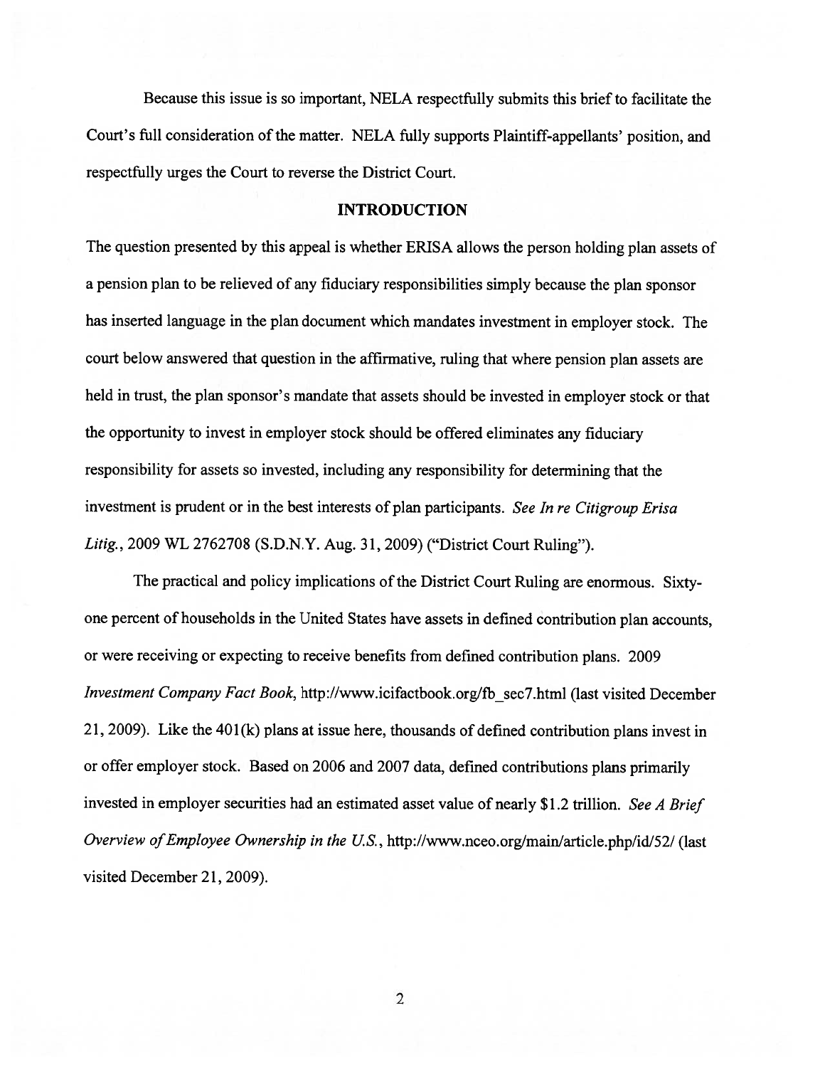Because this issue is so important, NELA respectfully submits this brief to facilitate the Court's full consideration of the matter. NELA fully supports Plaintiff-appellants' position, and respectfully urges the Court to reverse the District Court.

## INTRODUCTION

The question presented by this appeal is whether ERISA allows the person holding plan assets of a pension plan to be relieved of any fiduciary responsibilities simply because the plan sponsor has inserted language in the plan document which mandates investment in employer stock. The court below answered that question in the affirmative, ruling that where pension plan assets are held in trust, the plan sponsor's mandate that assets should be invested in employer stock or that the opportunity to invest in employer stock should be offered eliminates any fiduciary responsibility for assets so invested, including any responsibility for determining that the investment is prudent or in the best interests of plan participants. *See In re Citigroup Erisa Litig.*, 2009 WL 2762708 (S.D.N.Y. Aug. 31, 2009) ("District Court Ruling").

The practical and policy implications of the District Court Ruling are enormous. Sixty-one percent of households in the United States have assets in defined contribution plan accounts, or were receiving or expecting to receive benefits from defined contribution plans. 2009 *Investment Company Fact Book*, http://www.icifactbook.org/fb_sec7.html (last visited December 21, 2009). Like the 401(k) plans at issue here, thousands of defined contribution plans invest in or offer employer stock. Based on 2006 and 2007 data, defined contributions plans primarily invested in employer securities had an estimated asset value of nearly $1.2 trillion. *See A Brief Overview of Employee Ownership in the U.S.*, http://www.nceo.org/main/article.php/id/52/ (last visited December 21, 2009).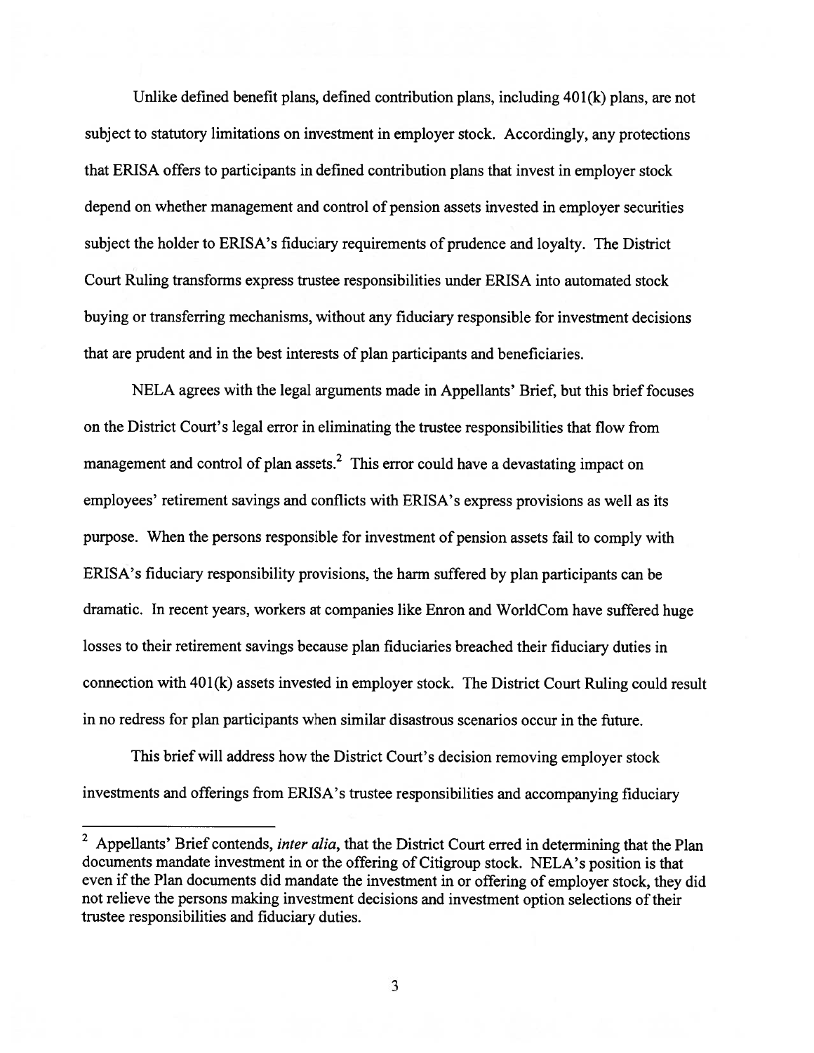Unlike defined benefit plans, defined contribution plans, including 401(k) plans, are not subject to statutory limitations on investment in employer stock. Accordingly, any protections that ERISA offers to participants in defined contribution plans that invest in employer stock depend on whether management and control of pension assets invested in employer securities subject the holder to ERISA's fiduciary requirements of prudence and loyalty. The District Court Ruling transforms express trustee responsibilities under ERISA into automated stock buying or transferring mechanisms, without any fiduciary responsible for investment decisions that are prudent and in the best interests of plan participants and beneficiaries.

NELA agrees with the legal arguments made in Appellants' Brief, but this brief focuses on the District Court's legal error in eliminating the trustee responsibilities that flow from management and control of plan assets.[2] This error could have a devastating impact on employees' retirement savings and conflicts with ERISA's express provisions as well as its purpose. When the persons responsible for investment of pension assets fail to comply with ERISA's fiduciary responsibility provisions, the harm suffered by plan participants can be dramatic. In recent years, workers at companies like Enron and WorldCom have suffered huge losses to their retirement savings because plan fiduciaries breached their fiduciary duties in connection with 401(k) assets invested in employer stock. The District Court Ruling could result in no redress for plan participants when similar disastrous scenarios occur in the future.

This brief will address how the District Court's decision removing employer stock investments and offerings from ERISA's trustee responsibilities and accompanying fiduciary

---

[2] Appellants' Brief contends, *inter alia*, that the District Court erred in determining that the Plan documents mandate investment in or the offering of Citigroup stock. NELA's position is that even if the Plan documents did mandate the investment in or offering of employer stock, they did not relieve the persons making investment decisions and investment option selections of their trustee responsibilities and fiduciary duties.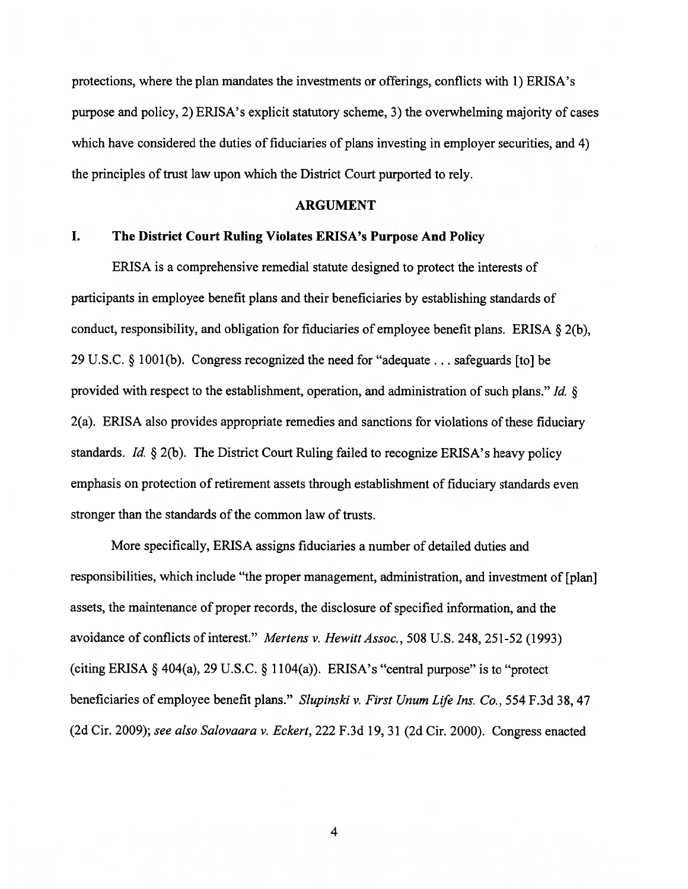protections, where the plan mandates the investments or offerings, conflicts with 1) ERISA's purpose and policy, 2) ERISA's explicit statutory scheme, 3) the overwhelming majority of cases which have considered the duties of fiduciaries of plans investing in employer securities, and 4) the principles of trust law upon which the District Court purported to rely.

## ARGUMENT

### I. The District Court Ruling Violates ERISA's Purpose And Policy

ERISA is a comprehensive remedial statute designed to protect the interests of participants in employee benefit plans and their beneficiaries by establishing standards of conduct, responsibility, and obligation for fiduciaries of employee benefit plans. ERISA § 2(b), 29 U.S.C. § 1001(b). Congress recognized the need for "adequate . . . safeguards [to] be provided with respect to the establishment, operation, and administration of such plans." *Id.* § 2(a). ERISA also provides appropriate remedies and sanctions for violations of these fiduciary standards. *Id.* § 2(b). The District Court Ruling failed to recognize ERISA's heavy policy emphasis on protection of retirement assets through establishment of fiduciary standards even stronger than the standards of the common law of trusts.

More specifically, ERISA assigns fiduciaries a number of detailed duties and responsibilities, which include "the proper management, administration, and investment of [plan] assets, the maintenance of proper records, the disclosure of specified information, and the avoidance of conflicts of interest." *Mertens v. Hewitt Assoc.*, 508 U.S. 248, 251-52 (1993) (citing ERISA § 404(a), 29 U.S.C. § 1104(a)). ERISA's "central purpose" is to "protect beneficiaries of employee benefit plans." *Slupinski v. First Unum Life Ins. Co.*, 554 F.3d 38, 47 (2d Cir. 2009); *see also Salovaara v. Eckert*, 222 F.3d 19, 31 (2d Cir. 2000). Congress enacted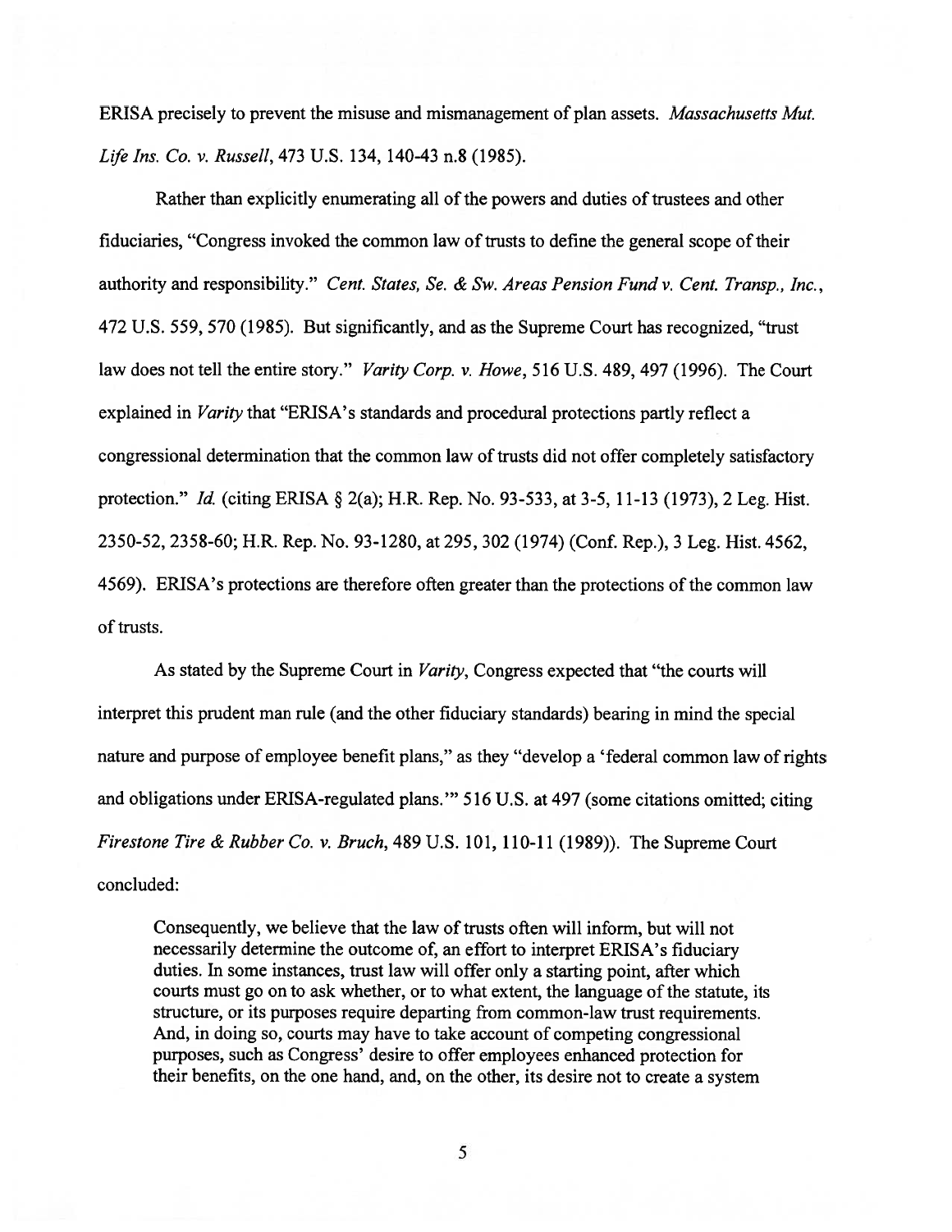ERISA precisely to prevent the misuse and mismanagement of plan assets. *Massachusetts Mut. Life Ins. Co. v. Russell*, 473 U.S. 134, 140-43 n.8 (1985).

Rather than explicitly enumerating all of the powers and duties of trustees and other fiduciaries, "Congress invoked the common law of trusts to define the general scope of their authority and responsibility." *Cent. States, Se. & Sw. Areas Pension Fund v. Cent. Transp., Inc.*, 472 U.S. 559, 570 (1985). But significantly, and as the Supreme Court has recognized, "trust law does not tell the entire story." *Varity Corp. v. Howe*, 516 U.S. 489, 497 (1996). The Court explained in *Varity* that "ERISA's standards and procedural protections partly reflect a congressional determination that the common law of trusts did not offer completely satisfactory protection." *Id.* (citing ERISA § 2(a); H.R. Rep. No. 93-533, at 3-5, 11-13 (1973), 2 Leg. Hist. 2350-52, 2358-60; H.R. Rep. No. 93-1280, at 295, 302 (1974) (Conf. Rep.), 3 Leg. Hist. 4562, 4569). ERISA's protections are therefore often greater than the protections of the common law of trusts.

As stated by the Supreme Court in *Varity*, Congress expected that "the courts will interpret this prudent man rule (and the other fiduciary standards) bearing in mind the special nature and purpose of employee benefit plans," as they "develop a 'federal common law of rights and obligations under ERISA-regulated plans.'" 516 U.S. at 497 (some citations omitted; citing *Firestone Tire & Rubber Co. v. Bruch*, 489 U.S. 101, 110-11 (1989)). The Supreme Court concluded:

> Consequently, we believe that the law of trusts often will inform, but will not necessarily determine the outcome of, an effort to interpret ERISA's fiduciary duties. In some instances, trust law will offer only a starting point, after which courts must go on to ask whether, or to what extent, the language of the statute, its structure, or its purposes require departing from common-law trust requirements. And, in doing so, courts may have to take account of competing congressional purposes, such as Congress' desire to offer employees enhanced protection for their benefits, on the one hand, and, on the other, its desire not to create a system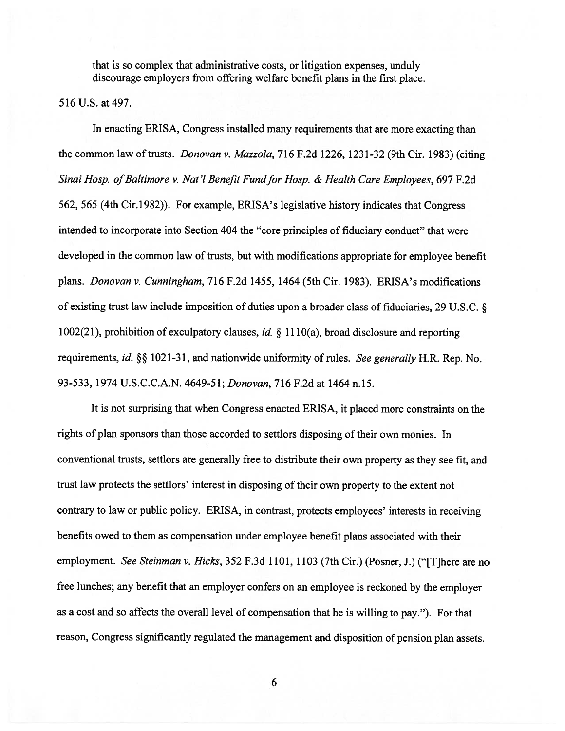that is so complex that administrative costs, or litigation expenses, unduly discourage employers from offering welfare benefit plans in the first place.

516 U.S. at 497.

In enacting ERISA, Congress installed many requirements that are more exacting than the common law of trusts. *Donovan v. Mazzola*, 716 F.2d 1226, 1231-32 (9th Cir. 1983) (citing *Sinai Hosp. of Baltimore v. Nat'l Benefit Fund for Hosp. & Health Care Employees*, 697 F.2d 562, 565 (4th Cir.1982)). For example, ERISA's legislative history indicates that Congress intended to incorporate into Section 404 the "core principles of fiduciary conduct" that were developed in the common law of trusts, but with modifications appropriate for employee benefit plans. *Donovan v. Cunningham*, 716 F.2d 1455, 1464 (5th Cir. 1983). ERISA's modifications of existing trust law include imposition of duties upon a broader class of fiduciaries, 29 U.S.C. § 1002(21), prohibition of exculpatory clauses, *id.* § 1110(a), broad disclosure and reporting requirements, *id.* §§ 1021-31, and nationwide uniformity of rules. *See generally* H.R. Rep. No. 93-533, 1974 U.S.C.C.A.N. 4649-51; *Donovan*, 716 F.2d at 1464 n.15.

It is not surprising that when Congress enacted ERISA, it placed more constraints on the rights of plan sponsors than those accorded to settlors disposing of their own monies. In conventional trusts, settlors are generally free to distribute their own property as they see fit, and trust law protects the settlors' interest in disposing of their own property to the extent not contrary to law or public policy. ERISA, in contrast, protects employees' interests in receiving benefits owed to them as compensation under employee benefit plans associated with their employment. *See Steinman v. Hicks*, 352 F.3d 1101, 1103 (7th Cir.) (Posner, J.) ("[T]here are no free lunches; any benefit that an employer confers on an employee is reckoned by the employer as a cost and so affects the overall level of compensation that he is willing to pay."). For that reason, Congress significantly regulated the management and disposition of pension plan assets.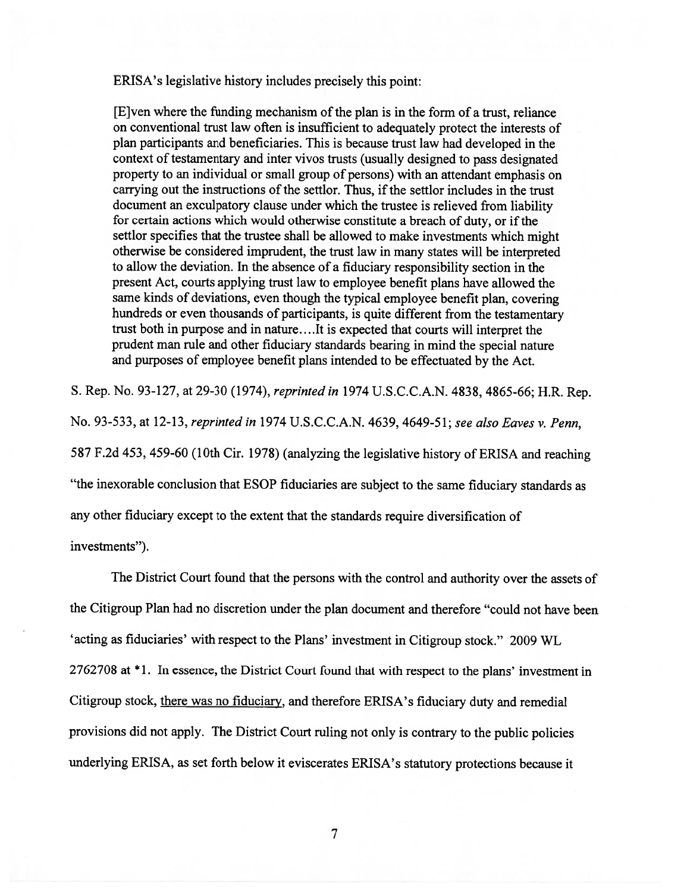ERISA's legislative history includes precisely this point:

> [E]ven where the funding mechanism of the plan is in the form of a trust, reliance on conventional trust law often is insufficient to adequately protect the interests of plan participants and beneficiaries. This is because trust law had developed in the context of testamentary and inter vivos trusts (usually designed to pass designated property to an individual or small group of persons) with an attendant emphasis on carrying out the instructions of the settlor. Thus, if the settlor includes in the trust document an exculpatory clause under which the trustee is relieved from liability for certain actions which would otherwise constitute a breach of duty, or if the settlor specifies that the trustee shall be allowed to make investments which might otherwise be considered imprudent, the trust law in many states will be interpreted to allow the deviation. In the absence of a fiduciary responsibility section in the present Act, courts applying trust law to employee benefit plans have allowed the same kinds of deviations, even though the typical employee benefit plan, covering hundreds or even thousands of participants, is quite different from the testamentary trust both in purpose and in nature....It is expected that courts will interpret the prudent man rule and other fiduciary standards bearing in mind the special nature and purposes of employee benefit plans intended to be effectuated by the Act.

S. Rep. No. 93-127, at 29-30 (1974), *reprinted in* 1974 U.S.C.C.A.N. 4838, 4865-66; H.R. Rep. No. 93-533, at 12-13, *reprinted in* 1974 U.S.C.C.A.N. 4639, 4649-51; *see also Eaves v. Penn*, 587 F.2d 453, 459-60 (10th Cir. 1978) (analyzing the legislative history of ERISA and reaching "the inexorable conclusion that ESOP fiduciaries are subject to the same fiduciary standards as any other fiduciary except to the extent that the standards require diversification of investments").

The District Court found that the persons with the control and authority over the assets of the Citigroup Plan had no discretion under the plan document and therefore "could not have been 'acting as fiduciaries' with respect to the Plans' investment in Citigroup stock." 2009 WL 2762708 at *1. In essence, the District Court found that with respect to the plans' investment in Citigroup stock, there was no fiduciary, and therefore ERISA's fiduciary duty and remedial provisions did not apply. The District Court ruling not only is contrary to the public policies underlying ERISA, as set forth below it eviscerates ERISA's statutory protections because it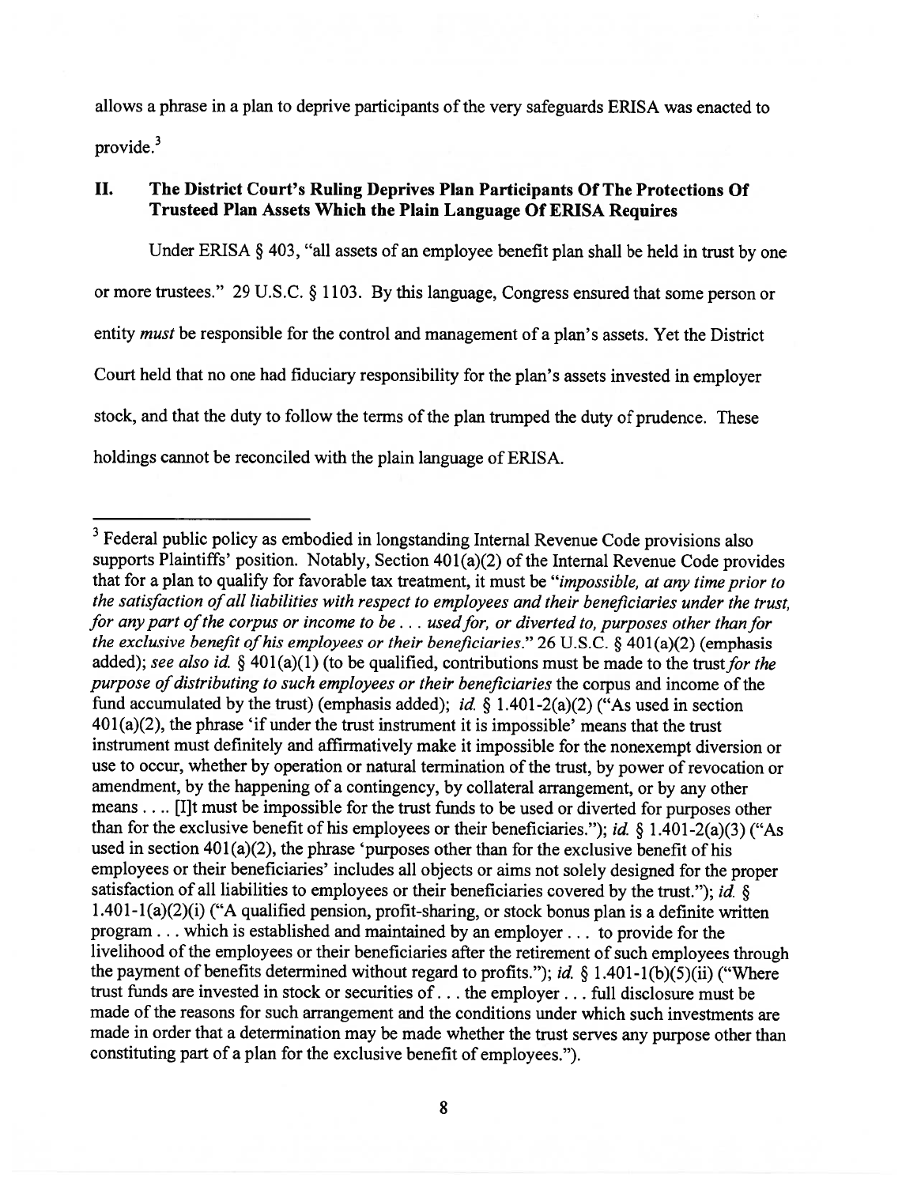allows a phrase in a plan to deprive participants of the very safeguards ERISA was enacted to provide.[3]

## II. The District Court's Ruling Deprives Plan Participants Of The Protections Of Trusteed Plan Assets Which the Plain Language Of ERISA Requires

Under ERISA § 403, "all assets of an employee benefit plan shall be held in trust by one or more trustees." 29 U.S.C. § 1103. By this language, Congress ensured that some person or entity *must* be responsible for the control and management of a plan's assets. Yet the District Court held that no one had fiduciary responsibility for the plan's assets invested in employer stock, and that the duty to follow the terms of the plan trumped the duty of prudence. These holdings cannot be reconciled with the plain language of ERISA.

---

[3] Federal public policy as embodied in longstanding Internal Revenue Code provisions also supports Plaintiffs' position. Notably, Section 401(a)(2) of the Internal Revenue Code provides that for a plan to qualify for favorable tax treatment, it must be "*impossible, at any time prior to the satisfaction of all liabilities with respect to employees and their beneficiaries under the trust, for any part of the corpus or income to be . . . used for, or diverted to, purposes other than for the exclusive benefit of his employees or their beneficiaries*." 26 U.S.C. § 401(a)(2) (emphasis added); *see also id.* § 401(a)(1) (to be qualified, contributions must be made to the trust *for the purpose of distributing to such employees or their beneficiaries* the corpus and income of the fund accumulated by the trust) (emphasis added); *id.* § 1.401-2(a)(2) ("As used in section 401(a)(2), the phrase 'if under the trust instrument it is impossible' means that the trust instrument must definitely and affirmatively make it impossible for the nonexempt diversion or use to occur, whether by operation or natural termination of the trust, by power of revocation or amendment, by the happening of a contingency, by collateral arrangement, or by any other means . . .. [I]t must be impossible for the trust funds to be used or diverted for purposes other than for the exclusive benefit of his employees or their beneficiaries."); *id.* § 1.401-2(a)(3) ("As used in section 401(a)(2), the phrase 'purposes other than for the exclusive benefit of his employees or their beneficiaries' includes all objects or aims not solely designed for the proper satisfaction of all liabilities to employees or their beneficiaries covered by the trust."); *id.* § 1.401-1(a)(2)(i) ("A qualified pension, profit-sharing, or stock bonus plan is a definite written program . . . which is established and maintained by an employer . . . to provide for the livelihood of the employees or their beneficiaries after the retirement of such employees through the payment of benefits determined without regard to profits."); *id.* § 1.401-1(b)(5)(ii) ("Where trust funds are invested in stock or securities of . . . the employer . . . full disclosure must be made of the reasons for such arrangement and the conditions under which such investments are made in order that a determination may be made whether the trust serves any purpose other than constituting part of a plan for the exclusive benefit of employees.").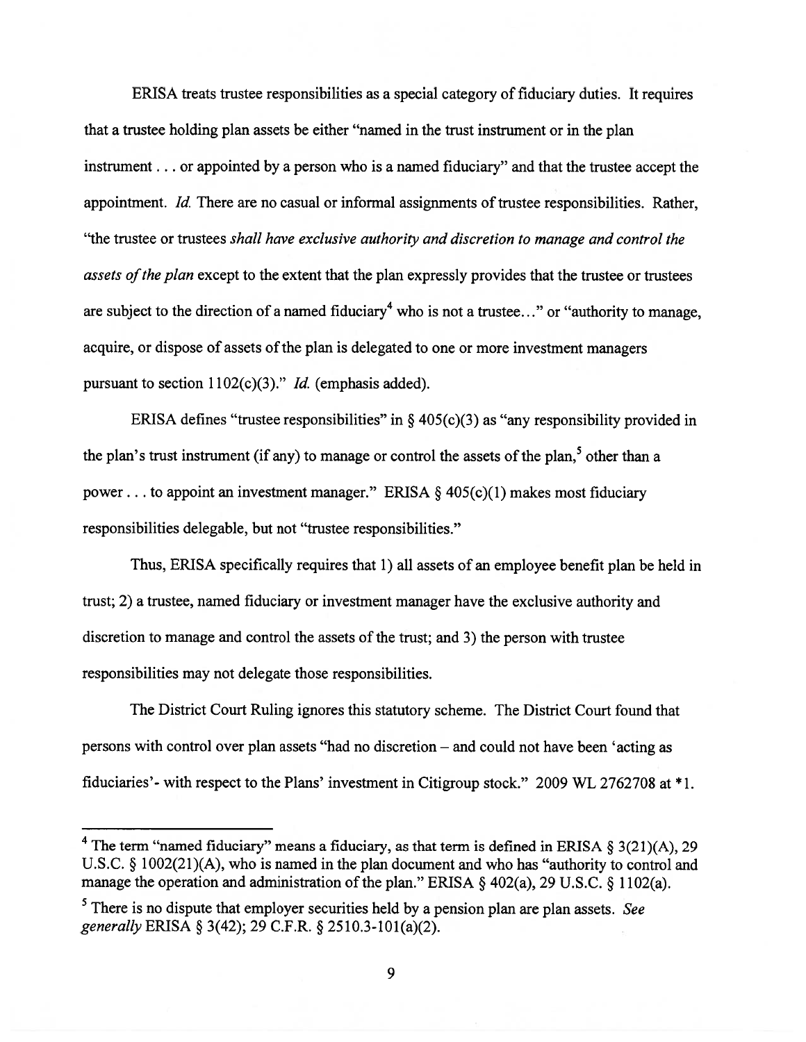ERISA treats trustee responsibilities as a special category of fiduciary duties. It requires that a trustee holding plan assets be either "named in the trust instrument or in the plan instrument . . . or appointed by a person who is a named fiduciary" and that the trustee accept the appointment. *Id.* There are no casual or informal assignments of trustee responsibilities. Rather, "the trustee or trustees *shall have exclusive authority and discretion to manage and control the assets of the plan* except to the extent that the plan expressly provides that the trustee or trustees are subject to the direction of a named fiduciary[4] who is not a trustee..." or "authority to manage, acquire, or dispose of assets of the plan is delegated to one or more investment managers pursuant to section 1102(c)(3)." *Id.* (emphasis added).

ERISA defines "trustee responsibilities" in § 405(c)(3) as "any responsibility provided in the plan's trust instrument (if any) to manage or control the assets of the plan,[5] other than a power . . . to appoint an investment manager." ERISA § 405(c)(1) makes most fiduciary responsibilities delegable, but not "trustee responsibilities."

Thus, ERISA specifically requires that 1) all assets of an employee benefit plan be held in trust; 2) a trustee, named fiduciary or investment manager have the exclusive authority and discretion to manage and control the assets of the trust; and 3) the person with trustee responsibilities may not delegate those responsibilities.

The District Court Ruling ignores this statutory scheme. The District Court found that persons with control over plan assets "had no discretion – and could not have been 'acting as fiduciaries'- with respect to the Plans' investment in Citigroup stock." 2009 WL 2762708 at *1.

---

[4] The term "named fiduciary" means a fiduciary, as that term is defined in ERISA § 3(21)(A), 29 U.S.C. § 1002(21)(A), who is named in the plan document and who has "authority to control and manage the operation and administration of the plan." ERISA § 402(a), 29 U.S.C. § 1102(a).

[5] There is no dispute that employer securities held by a pension plan are plan assets. *See generally* ERISA § 3(42); 29 C.F.R. § 2510.3-101(a)(2).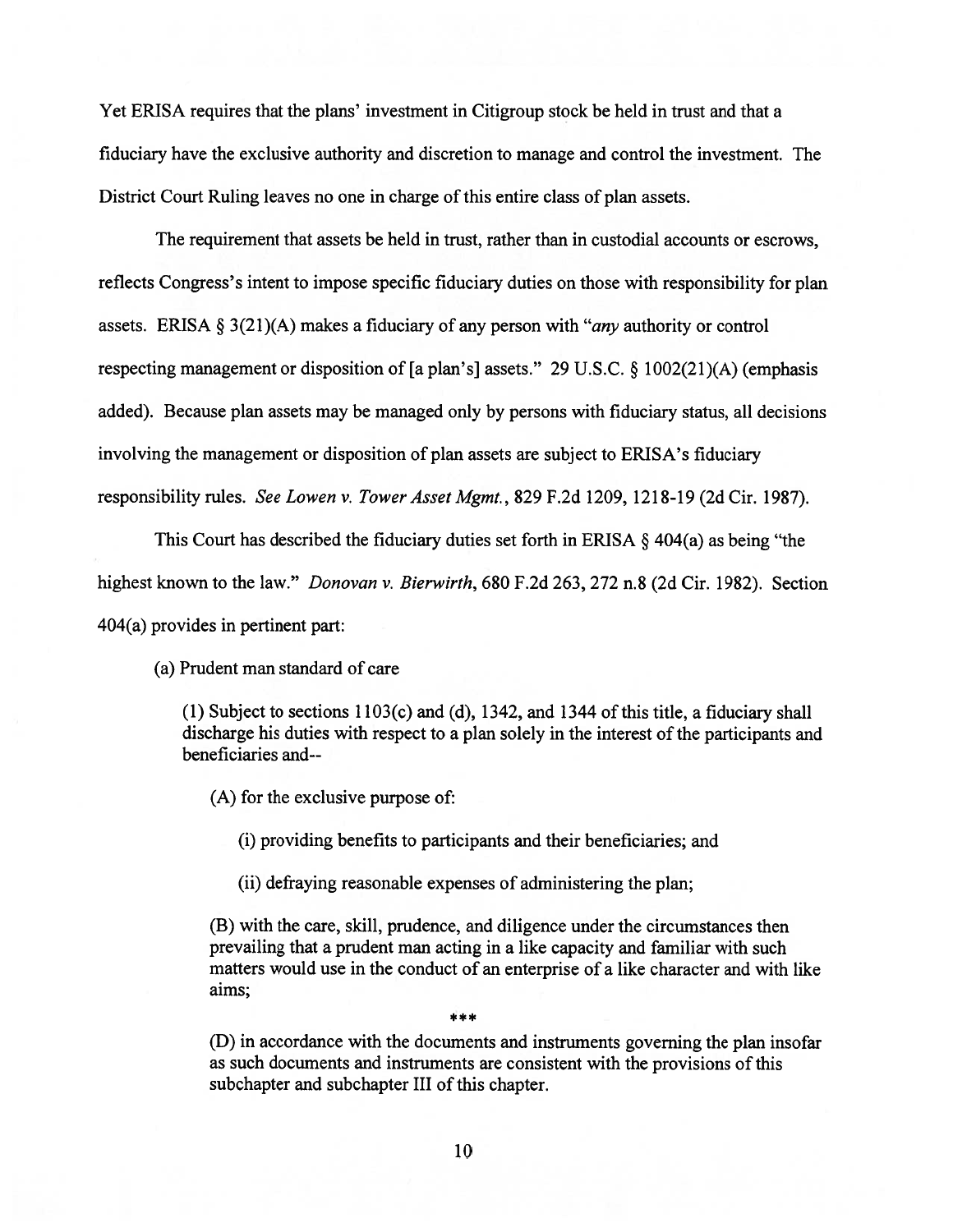Yet ERISA requires that the plans' investment in Citigroup stock be held in trust and that a fiduciary have the exclusive authority and discretion to manage and control the investment. The District Court Ruling leaves no one in charge of this entire class of plan assets.

The requirement that assets be held in trust, rather than in custodial accounts or escrows, reflects Congress's intent to impose specific fiduciary duties on those with responsibility for plan assets. ERISA § 3(21)(A) makes a fiduciary of any person with "*any* authority or control respecting management or disposition of [a plan's] assets." 29 U.S.C. § 1002(21)(A) (emphasis added). Because plan assets may be managed only by persons with fiduciary status, all decisions involving the management or disposition of plan assets are subject to ERISA's fiduciary responsibility rules. *See Lowen v. Tower Asset Mgmt.*, 829 F.2d 1209, 1218-19 (2d Cir. 1987).

This Court has described the fiduciary duties set forth in ERISA § 404(a) as being "the highest known to the law." *Donovan v. Bierwirth*, 680 F.2d 263, 272 n.8 (2d Cir. 1982). Section 404(a) provides in pertinent part:

> (a) Prudent man standard of care
>
> (1) Subject to sections 1103(c) and (d), 1342, and 1344 of this title, a fiduciary shall discharge his duties with respect to a plan solely in the interest of the participants and beneficiaries and--
>
> (A) for the exclusive purpose of:
>
> (i) providing benefits to participants and their beneficiaries; and
>
> (ii) defraying reasonable expenses of administering the plan;
>
> (B) with the care, skill, prudence, and diligence under the circumstances then prevailing that a prudent man acting in a like capacity and familiar with such matters would use in the conduct of an enterprise of a like character and with like aims;
>
> ***
>
> (D) in accordance with the documents and instruments governing the plan insofar as such documents and instruments are consistent with the provisions of this subchapter and subchapter III of this chapter.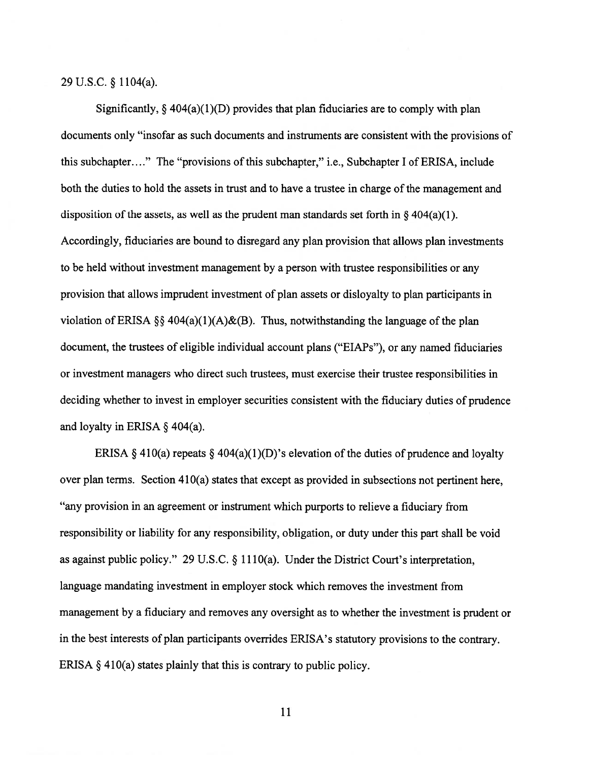29 U.S.C. § 1104(a).

Significantly, § 404(a)(1)(D) provides that plan fiduciaries are to comply with plan documents only "insofar as such documents and instruments are consistent with the provisions of this subchapter…." The "provisions of this subchapter," i.e., Subchapter I of ERISA, include both the duties to hold the assets in trust and to have a trustee in charge of the management and disposition of the assets, as well as the prudent man standards set forth in § 404(a)(1). Accordingly, fiduciaries are bound to disregard any plan provision that allows plan investments to be held without investment management by a person with trustee responsibilities or any provision that allows imprudent investment of plan assets or disloyalty to plan participants in violation of ERISA §§ 404(a)(1)(A)&(B). Thus, notwithstanding the language of the plan document, the trustees of eligible individual account plans ("EIAPs"), or any named fiduciaries or investment managers who direct such trustees, must exercise their trustee responsibilities in deciding whether to invest in employer securities consistent with the fiduciary duties of prudence and loyalty in ERISA § 404(a).

ERISA § 410(a) repeats § 404(a)(1)(D)'s elevation of the duties of prudence and loyalty over plan terms. Section 410(a) states that except as provided in subsections not pertinent here, "any provision in an agreement or instrument which purports to relieve a fiduciary from responsibility or liability for any responsibility, obligation, or duty under this part shall be void as against public policy." 29 U.S.C. § 1110(a). Under the District Court's interpretation, language mandating investment in employer stock which removes the investment from management by a fiduciary and removes any oversight as to whether the investment is prudent or in the best interests of plan participants overrides ERISA's statutory provisions to the contrary. ERISA § 410(a) states plainly that this is contrary to public policy.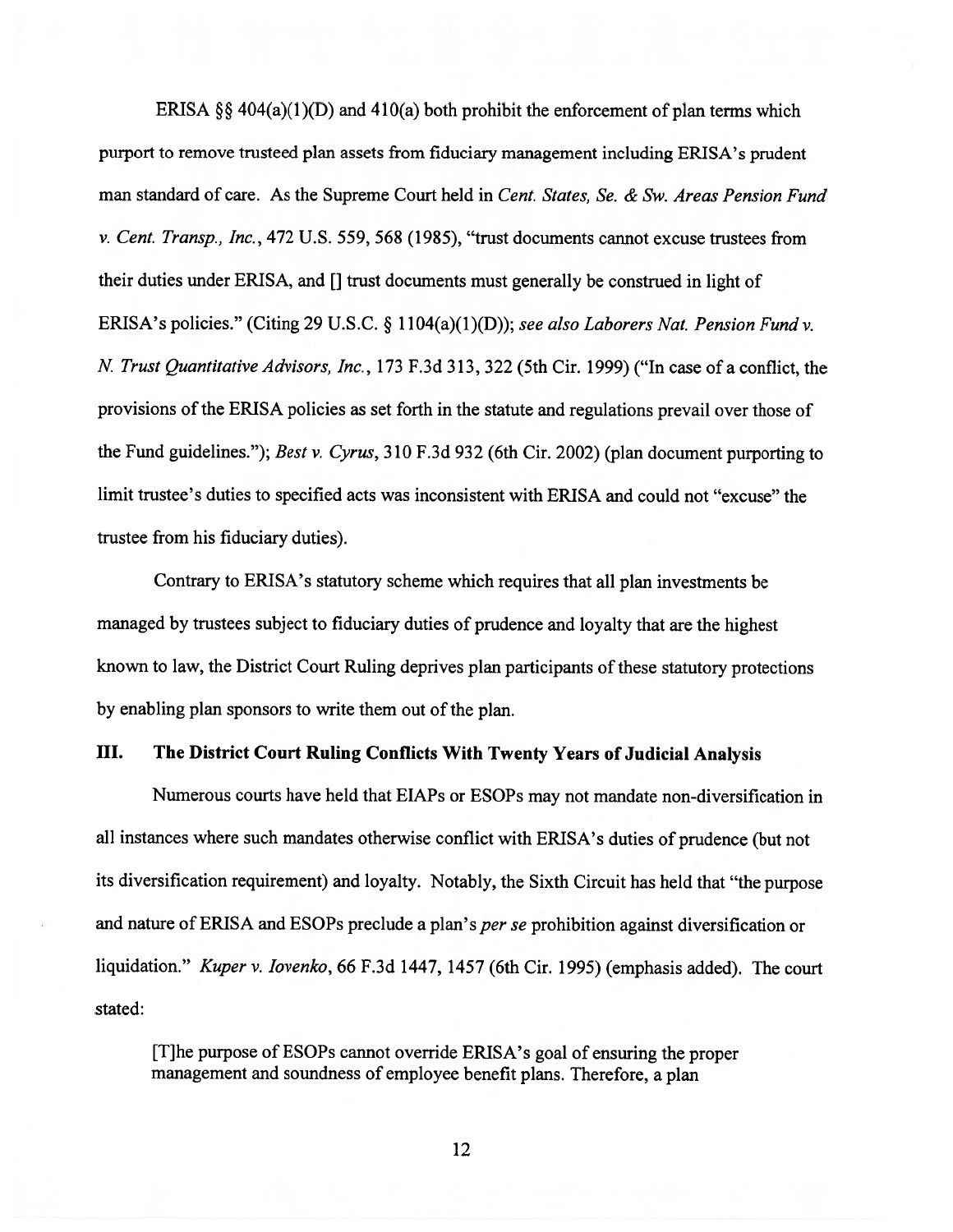ERISA §§ 404(a)(1)(D) and 410(a) both prohibit the enforcement of plan terms which purport to remove trusteed plan assets from fiduciary management including ERISA's prudent man standard of care. As the Supreme Court held in *Cent. States, Se. & Sw. Areas Pension Fund v. Cent. Transp., Inc.*, 472 U.S. 559, 568 (1985), "trust documents cannot excuse trustees from their duties under ERISA, and [] trust documents must generally be construed in light of ERISA's policies." (Citing 29 U.S.C. § 1104(a)(1)(D)); *see also Laborers Nat. Pension Fund v. N. Trust Quantitative Advisors, Inc.*, 173 F.3d 313, 322 (5th Cir. 1999) ("In case of a conflict, the provisions of the ERISA policies as set forth in the statute and regulations prevail over those of the Fund guidelines."); *Best v. Cyrus*, 310 F.3d 932 (6th Cir. 2002) (plan document purporting to limit trustee's duties to specified acts was inconsistent with ERISA and could not "excuse" the trustee from his fiduciary duties).

Contrary to ERISA's statutory scheme which requires that all plan investments be managed by trustees subject to fiduciary duties of prudence and loyalty that are the highest known to law, the District Court Ruling deprives plan participants of these statutory protections by enabling plan sponsors to write them out of the plan.

## III. The District Court Ruling Conflicts With Twenty Years of Judicial Analysis

Numerous courts have held that EIAPs or ESOPs may not mandate non-diversification in all instances where such mandates otherwise conflict with ERISA's duties of prudence (but not its diversification requirement) and loyalty. Notably, the Sixth Circuit has held that "the purpose and nature of ERISA and ESOPs preclude a plan's *per se* prohibition against diversification or liquidation." *Kuper v. Iovenko*, 66 F.3d 1447, 1457 (6th Cir. 1995) (emphasis added). The court stated:

> [T]he purpose of ESOPs cannot override ERISA's goal of ensuring the proper management and soundness of employee benefit plans. Therefore, a plan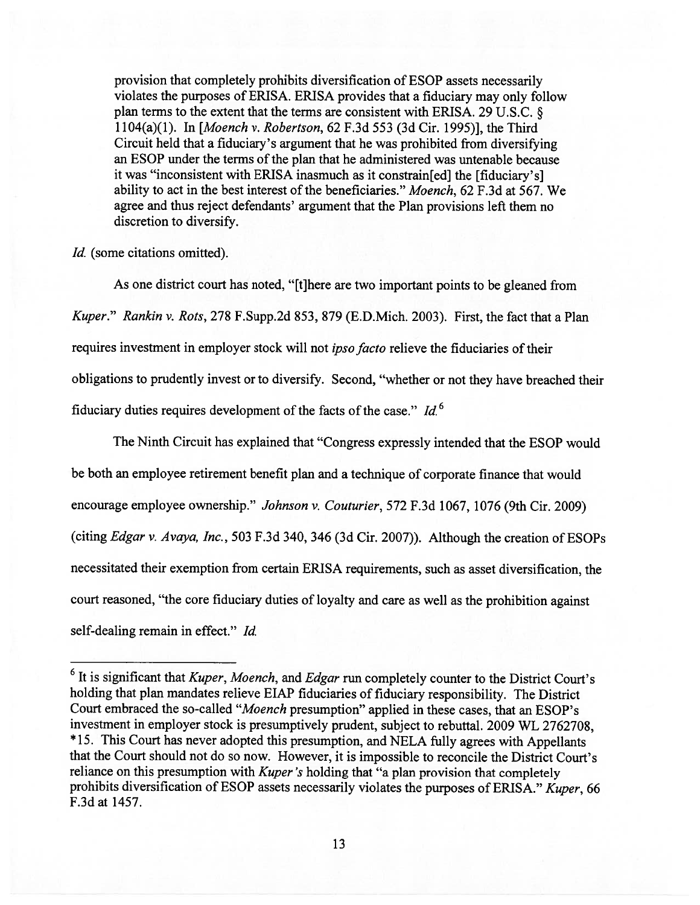> provision that completely prohibits diversification of ESOP assets necessarily violates the purposes of ERISA. ERISA provides that a fiduciary may only follow plan terms to the extent that the terms are consistent with ERISA. 29 U.S.C. § 1104(a)(1). In [*Moench v. Robertson*, 62 F.3d 553 (3d Cir. 1995)], the Third Circuit held that a fiduciary's argument that he was prohibited from diversifying an ESOP under the terms of the plan that he administered was untenable because it was "inconsistent with ERISA inasmuch as it constrain[ed] the [fiduciary's] ability to act in the best interest of the beneficiaries." *Moench*, 62 F.3d at 567. We agree and thus reject defendants' argument that the Plan provisions left them no discretion to diversify.

*Id.* (some citations omitted).

As one district court has noted, "[t]here are two important points to be gleaned from *Kuper*." *Rankin v. Rots*, 278 F.Supp.2d 853, 879 (E.D.Mich. 2003). First, the fact that a Plan requires investment in employer stock will not *ipso facto* relieve the fiduciaries of their obligations to prudently invest or to diversify. Second, "whether or not they have breached their fiduciary duties requires development of the facts of the case." *Id.*[6]

The Ninth Circuit has explained that "Congress expressly intended that the ESOP would be both an employee retirement benefit plan and a technique of corporate finance that would encourage employee ownership." *Johnson v. Couturier*, 572 F.3d 1067, 1076 (9th Cir. 2009) (citing *Edgar v. Avaya, Inc.*, 503 F.3d 340, 346 (3d Cir. 2007)). Although the creation of ESOPs necessitated their exemption from certain ERISA requirements, such as asset diversification, the court reasoned, "the core fiduciary duties of loyalty and care as well as the prohibition against self-dealing remain in effect." *Id.*

---

[6] It is significant that *Kuper*, *Moench*, and *Edgar* run completely counter to the District Court's holding that plan mandates relieve EIAP fiduciaries of fiduciary responsibility. The District Court embraced the so-called "*Moench* presumption" applied in these cases, that an ESOP's investment in employer stock is presumptively prudent, subject to rebuttal. 2009 WL 2762708, *15. This Court has never adopted this presumption, and NELA fully agrees with Appellants that the Court should not do so now. However, it is impossible to reconcile the District Court's reliance on this presumption with *Kuper's* holding that "a plan provision that completely prohibits diversification of ESOP assets necessarily violates the purposes of ERISA." *Kuper*, 66 F.3d at 1457.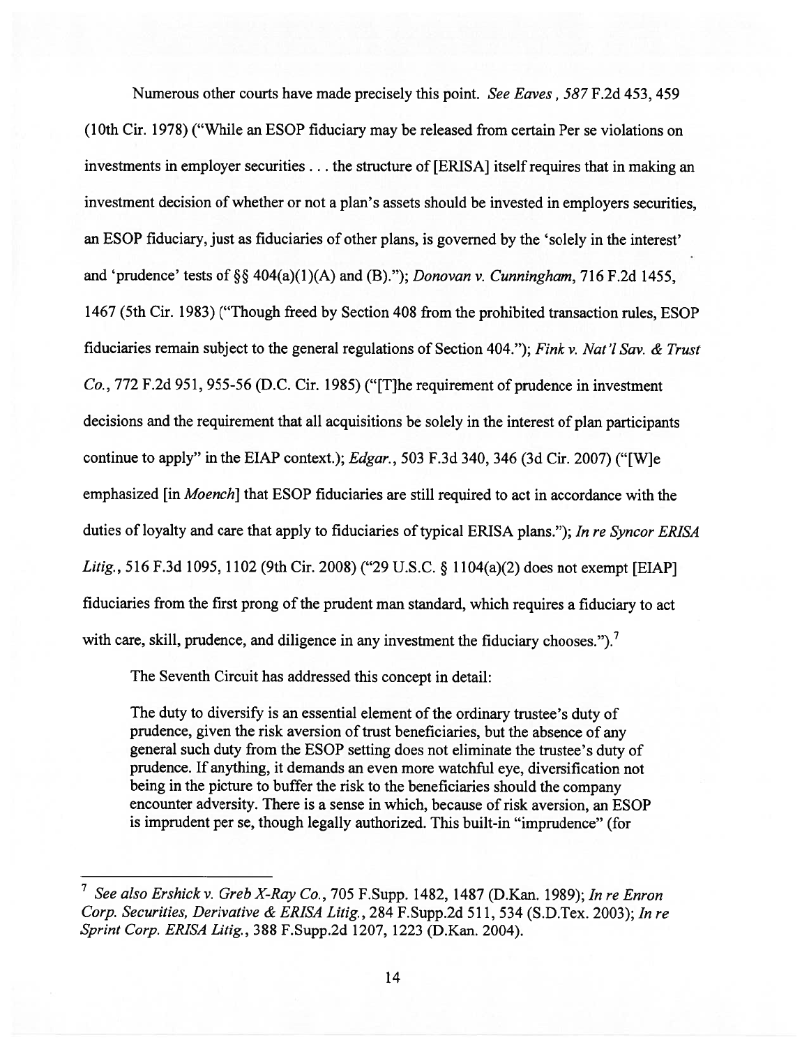Numerous other courts have made precisely this point. *See Eaves*, *587* F.2d 453, 459 (10th Cir. 1978) ("While an ESOP fiduciary may be released from certain Per se violations on investments in employer securities . . . the structure of [ERISA] itself requires that in making an investment decision of whether or not a plan's assets should be invested in employers securities, an ESOP fiduciary, just as fiduciaries of other plans, is governed by the 'solely in the interest' and 'prudence' tests of §§ 404(a)(1)(A) and (B)."); *Donovan v. Cunningham*, 716 F.2d 1455, 1467 (5th Cir. 1983) ("Though freed by Section 408 from the prohibited transaction rules, ESOP fiduciaries remain subject to the general regulations of Section 404."); *Fink v. Nat'l Sav. & Trust Co.*, 772 F.2d 951, 955-56 (D.C. Cir. 1985) ("[T]he requirement of prudence in investment decisions and the requirement that all acquisitions be solely in the interest of plan participants continue to apply" in the EIAP context.); *Edgar.*, 503 F.3d 340, 346 (3d Cir. 2007) ("[W]e emphasized [in *Moench*] that ESOP fiduciaries are still required to act in accordance with the duties of loyalty and care that apply to fiduciaries of typical ERISA plans."); *In re Syncor ERISA Litig.*, 516 F.3d 1095, 1102 (9th Cir. 2008) ("29 U.S.C. § 1104(a)(2) does not exempt [EIAP] fiduciaries from the first prong of the prudent man standard, which requires a fiduciary to act with care, skill, prudence, and diligence in any investment the fiduciary chooses.").[7]

The Seventh Circuit has addressed this concept in detail:

> The duty to diversify is an essential element of the ordinary trustee's duty of prudence, given the risk aversion of trust beneficiaries, but the absence of any general such duty from the ESOP setting does not eliminate the trustee's duty of prudence. If anything, it demands an even more watchful eye, diversification not being in the picture to buffer the risk to the beneficiaries should the company encounter adversity. There is a sense in which, because of risk aversion, an ESOP is imprudent per se, though legally authorized. This built-in "imprudence" (for

---

[7] *See also Ershick v. Greb X-Ray Co.*, 705 F.Supp. 1482, 1487 (D.Kan. 1989); *In re Enron Corp. Securities, Derivative & ERISA Litig.*, 284 F.Supp.2d 511, 534 (S.D.Tex. 2003); *In re Sprint Corp. ERISA Litig.*, 388 F.Supp.2d 1207, 1223 (D.Kan. 2004).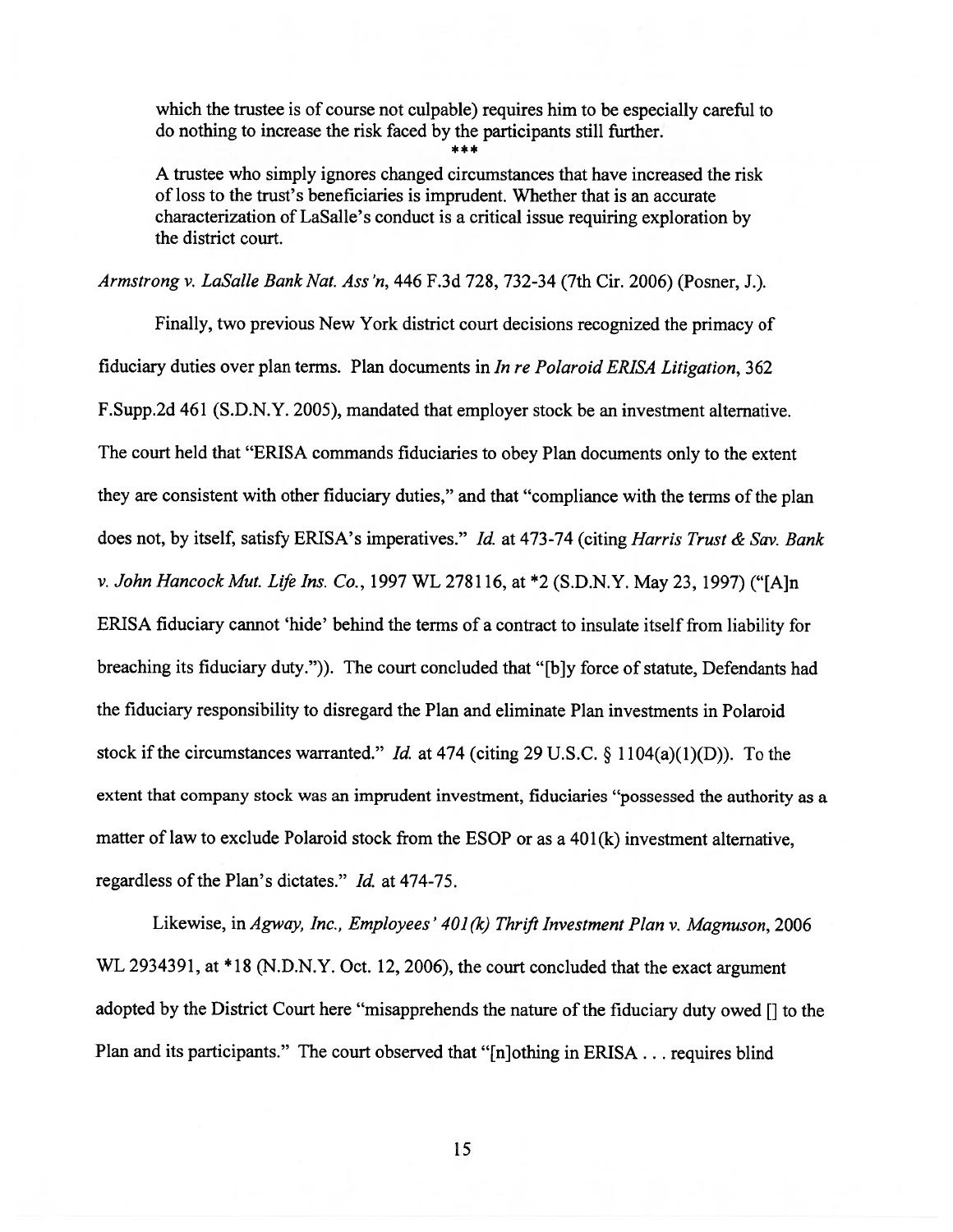> which the trustee is of course not culpable) requires him to be especially careful to do nothing to increase the risk faced by the participants still further.
>
> \*\*\*
>
> A trustee who simply ignores changed circumstances that have increased the risk of loss to the trust's beneficiaries is imprudent. Whether that is an accurate characterization of LaSalle's conduct is a critical issue requiring exploration by the district court.

*Armstrong v. LaSalle Bank Nat. Ass'n*, 446 F.3d 728, 732-34 (7th Cir. 2006) (Posner, J.).

Finally, two previous New York district court decisions recognized the primacy of fiduciary duties over plan terms. Plan documents in *In re Polaroid ERISA Litigation*, 362 F.Supp.2d 461 (S.D.N.Y. 2005), mandated that employer stock be an investment alternative. The court held that "ERISA commands fiduciaries to obey Plan documents only to the extent they are consistent with other fiduciary duties," and that "compliance with the terms of the plan does not, by itself, satisfy ERISA's imperatives." *Id.* at 473-74 (citing *Harris Trust & Sav. Bank v. John Hancock Mut. Life Ins. Co.*, 1997 WL 278116, at \*2 (S.D.N.Y. May 23, 1997) ("[A]n ERISA fiduciary cannot 'hide' behind the terms of a contract to insulate itself from liability for breaching its fiduciary duty.")). The court concluded that "[b]y force of statute, Defendants had the fiduciary responsibility to disregard the Plan and eliminate Plan investments in Polaroid stock if the circumstances warranted." *Id.* at 474 (citing 29 U.S.C. § 1104(a)(1)(D)). To the extent that company stock was an imprudent investment, fiduciaries "possessed the authority as a matter of law to exclude Polaroid stock from the ESOP or as a 401(k) investment alternative, regardless of the Plan's dictates." *Id.* at 474-75.

Likewise, in *Agway, Inc., Employees' 401(k) Thrift Investment Plan v. Magnuson*, 2006 WL 2934391, at \*18 (N.D.N.Y. Oct. 12, 2006), the court concluded that the exact argument adopted by the District Court here "misapprehends the nature of the fiduciary duty owed [] to the Plan and its participants." The court observed that "[n]othing in ERISA . . . requires blind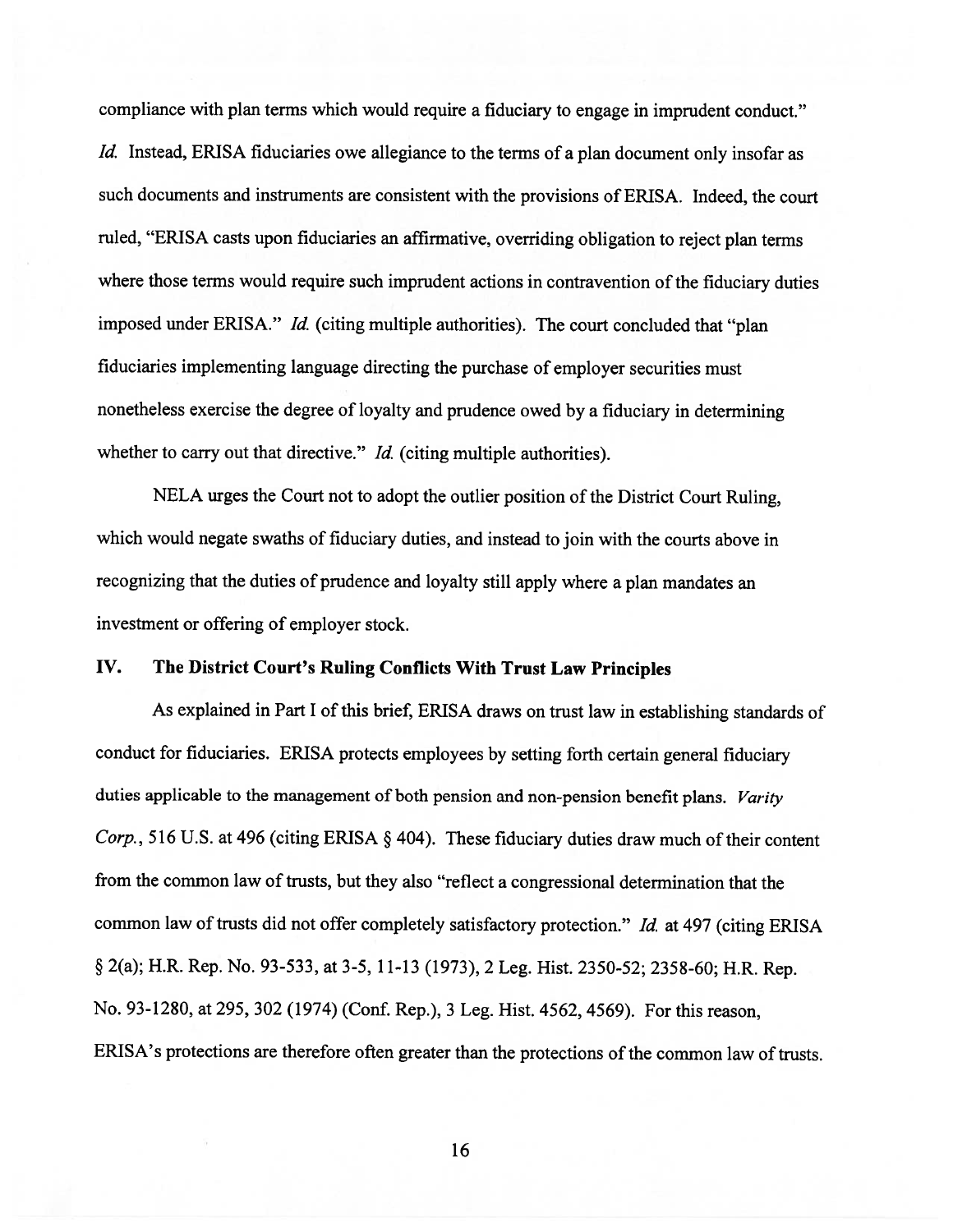compliance with plan terms which would require a fiduciary to engage in imprudent conduct." *Id.* Instead, ERISA fiduciaries owe allegiance to the terms of a plan document only insofar as such documents and instruments are consistent with the provisions of ERISA. Indeed, the court ruled, "ERISA casts upon fiduciaries an affirmative, overriding obligation to reject plan terms where those terms would require such imprudent actions in contravention of the fiduciary duties imposed under ERISA." *Id.* (citing multiple authorities). The court concluded that "plan fiduciaries implementing language directing the purchase of employer securities must nonetheless exercise the degree of loyalty and prudence owed by a fiduciary in determining whether to carry out that directive." *Id.* (citing multiple authorities).

NELA urges the Court not to adopt the outlier position of the District Court Ruling, which would negate swaths of fiduciary duties, and instead to join with the courts above in recognizing that the duties of prudence and loyalty still apply where a plan mandates an investment or offering of employer stock.

## IV. The District Court's Ruling Conflicts With Trust Law Principles

As explained in Part I of this brief, ERISA draws on trust law in establishing standards of conduct for fiduciaries. ERISA protects employees by setting forth certain general fiduciary duties applicable to the management of both pension and non-pension benefit plans. *Varity Corp.*, 516 U.S. at 496 (citing ERISA § 404). These fiduciary duties draw much of their content from the common law of trusts, but they also "reflect a congressional determination that the common law of trusts did not offer completely satisfactory protection." *Id.* at 497 (citing ERISA § 2(a); H.R. Rep. No. 93-533, at 3-5, 11-13 (1973), 2 Leg. Hist. 2350-52; 2358-60; H.R. Rep. No. 93-1280, at 295, 302 (1974) (Conf. Rep.), 3 Leg. Hist. 4562, 4569). For this reason, ERISA's protections are therefore often greater than the protections of the common law of trusts.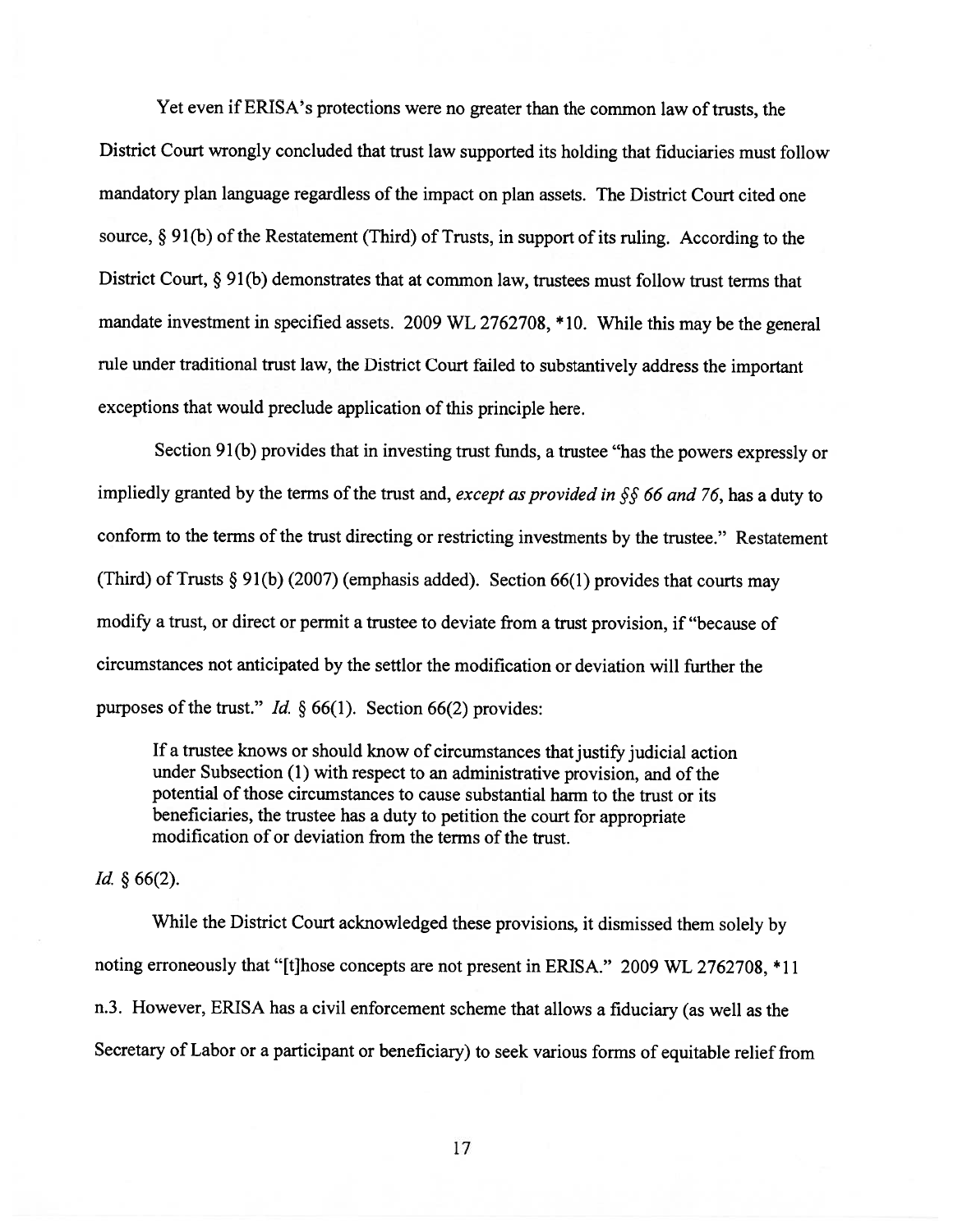Yet even if ERISA's protections were no greater than the common law of trusts, the District Court wrongly concluded that trust law supported its holding that fiduciaries must follow mandatory plan language regardless of the impact on plan assets. The District Court cited one source, § 91(b) of the Restatement (Third) of Trusts, in support of its ruling. According to the District Court, § 91(b) demonstrates that at common law, trustees must follow trust terms that mandate investment in specified assets. 2009 WL 2762708, *10. While this may be the general rule under traditional trust law, the District Court failed to substantively address the important exceptions that would preclude application of this principle here.

Section 91(b) provides that in investing trust funds, a trustee "has the powers expressly or impliedly granted by the terms of the trust and, *except as provided in §§ 66 and 76*, has a duty to conform to the terms of the trust directing or restricting investments by the trustee." Restatement (Third) of Trusts § 91(b) (2007) (emphasis added). Section 66(1) provides that courts may modify a trust, or direct or permit a trustee to deviate from a trust provision, if "because of circumstances not anticipated by the settlor the modification or deviation will further the purposes of the trust." *Id.* § 66(1). Section 66(2) provides:

> If a trustee knows or should know of circumstances that justify judicial action under Subsection (1) with respect to an administrative provision, and of the potential of those circumstances to cause substantial harm to the trust or its beneficiaries, the trustee has a duty to petition the court for appropriate modification of or deviation from the terms of the trust.

*Id.* § 66(2).

While the District Court acknowledged these provisions, it dismissed them solely by noting erroneously that "[t]hose concepts are not present in ERISA." 2009 WL 2762708, *11 n.3. However, ERISA has a civil enforcement scheme that allows a fiduciary (as well as the Secretary of Labor or a participant or beneficiary) to seek various forms of equitable relief from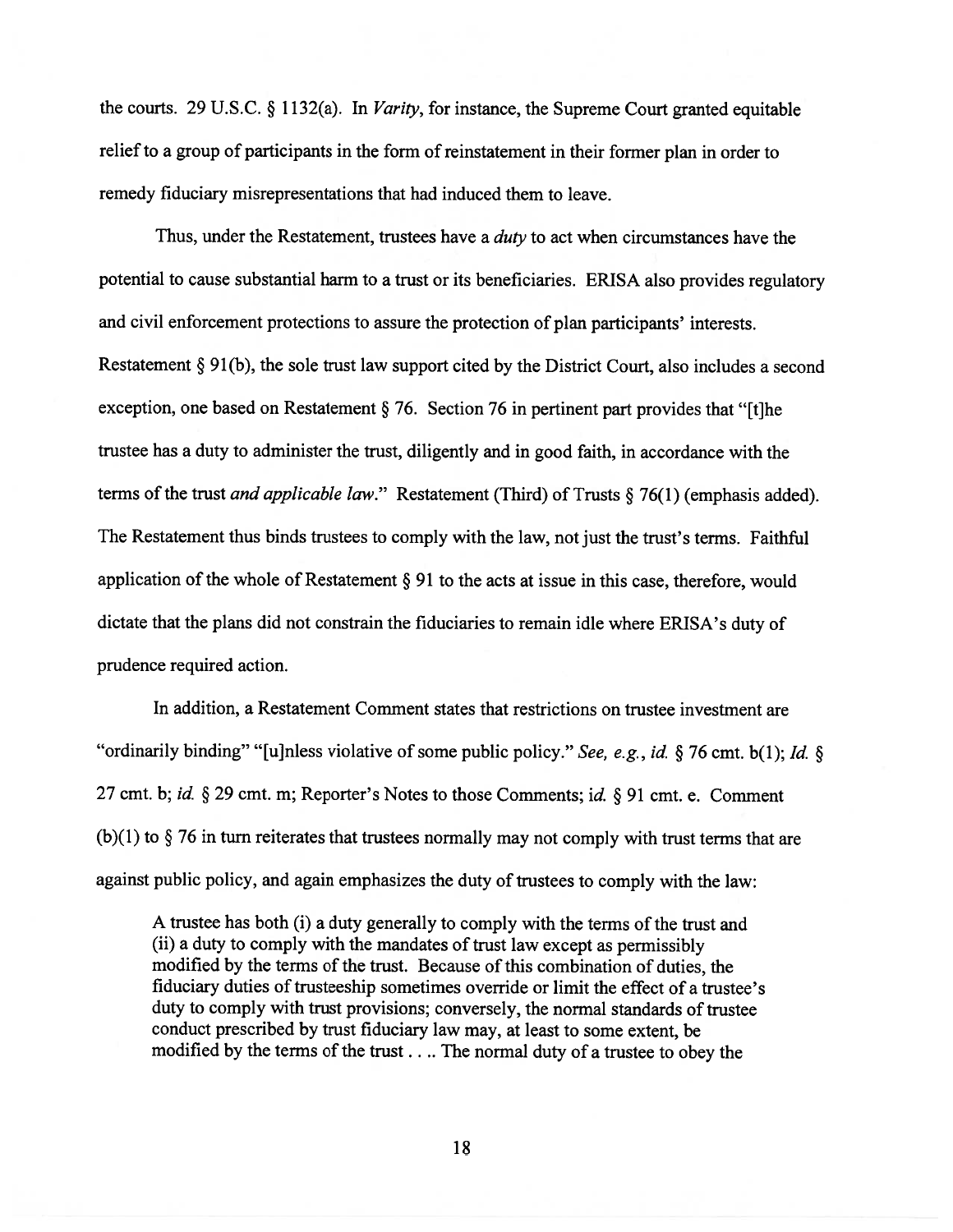the courts. 29 U.S.C. § 1132(a). In *Varity*, for instance, the Supreme Court granted equitable relief to a group of participants in the form of reinstatement in their former plan in order to remedy fiduciary misrepresentations that had induced them to leave.

Thus, under the Restatement, trustees have a *duty* to act when circumstances have the potential to cause substantial harm to a trust or its beneficiaries. ERISA also provides regulatory and civil enforcement protections to assure the protection of plan participants' interests. Restatement § 91(b), the sole trust law support cited by the District Court, also includes a second exception, one based on Restatement § 76. Section 76 in pertinent part provides that "[t]he trustee has a duty to administer the trust, diligently and in good faith, in accordance with the terms of the trust *and applicable law*." Restatement (Third) of Trusts § 76(1) (emphasis added). The Restatement thus binds trustees to comply with the law, not just the trust's terms. Faithful application of the whole of Restatement § 91 to the acts at issue in this case, therefore, would dictate that the plans did not constrain the fiduciaries to remain idle where ERISA's duty of prudence required action.

In addition, a Restatement Comment states that restrictions on trustee investment are "ordinarily binding" "[u]nless violative of some public policy." *See, e.g.*, *id.* § 76 cmt. b(1); *Id.* § 27 cmt. b; *id.* § 29 cmt. m; Reporter's Notes to those Comments; *id.* § 91 cmt. e. Comment (b)(1) to § 76 in turn reiterates that trustees normally may not comply with trust terms that are against public policy, and again emphasizes the duty of trustees to comply with the law:

> A trustee has both (i) a duty generally to comply with the terms of the trust and (ii) a duty to comply with the mandates of trust law except as permissibly modified by the terms of the trust. Because of this combination of duties, the fiduciary duties of trusteeship sometimes override or limit the effect of a trustee's duty to comply with trust provisions; conversely, the normal standards of trustee conduct prescribed by trust fiduciary law may, at least to some extent, be modified by the terms of the trust. . .. The normal duty of a trustee to obey the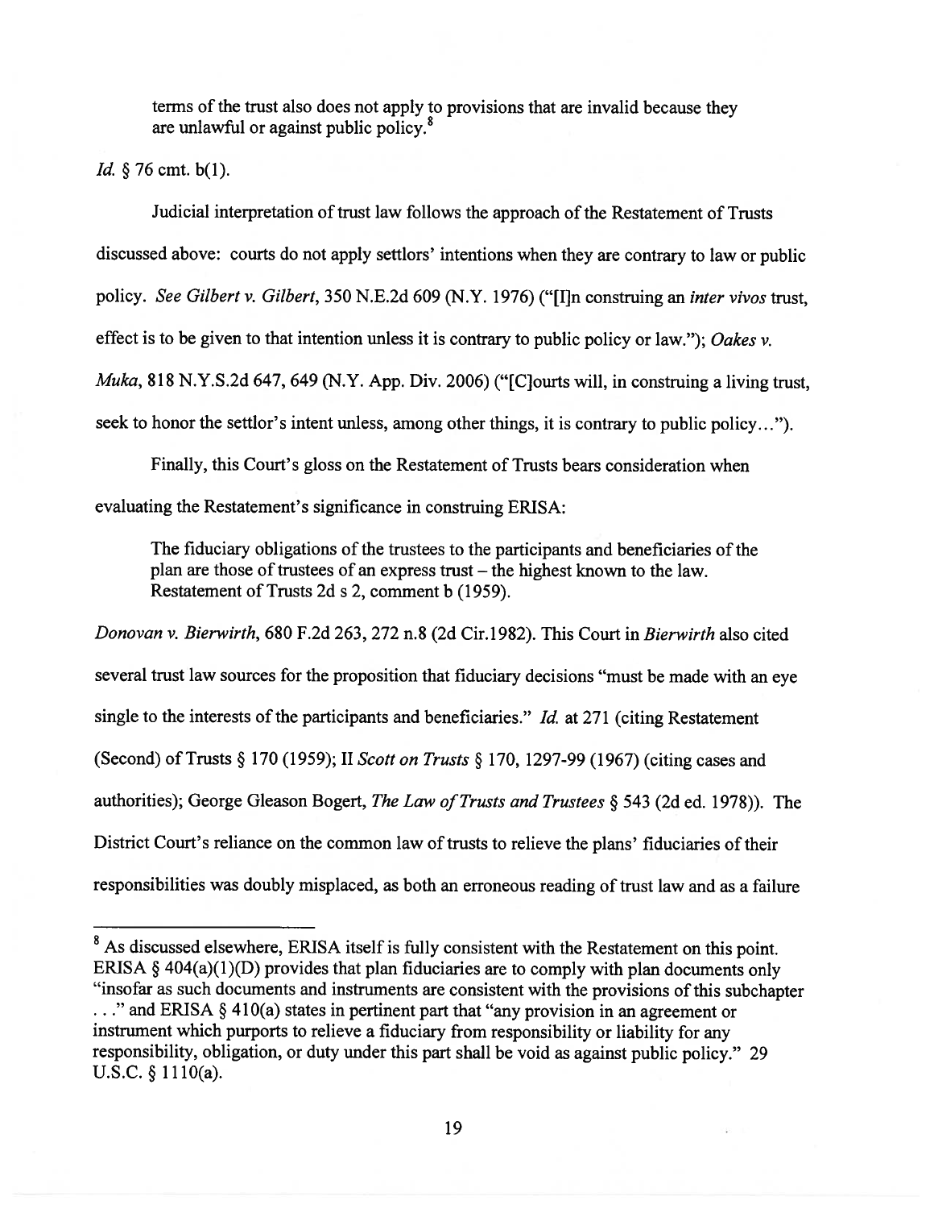> terms of the trust also does not apply to provisions that are invalid because they are unlawful or against public policy.[8]

*Id.* § 76 cmt. b(1).

Judicial interpretation of trust law follows the approach of the Restatement of Trusts discussed above: courts do not apply settlors' intentions when they are contrary to law or public policy. *See Gilbert v. Gilbert*, 350 N.E.2d 609 (N.Y. 1976) ("[I]n construing an *inter vivos* trust, effect is to be given to that intention unless it is contrary to public policy or law."); *Oakes v. Muka*, 818 N.Y.S.2d 647, 649 (N.Y. App. Div. 2006) ("[C]ourts will, in construing a living trust, seek to honor the settlor's intent unless, among other things, it is contrary to public policy...").

Finally, this Court's gloss on the Restatement of Trusts bears consideration when evaluating the Restatement's significance in construing ERISA:

> The fiduciary obligations of the trustees to the participants and beneficiaries of the plan are those of trustees of an express trust – the highest known to the law. Restatement of Trusts 2d s 2, comment b (1959).

*Donovan v. Bierwirth*, 680 F.2d 263, 272 n.8 (2d Cir.1982). This Court in *Bierwirth* also cited several trust law sources for the proposition that fiduciary decisions "must be made with an eye single to the interests of the participants and beneficiaries." *Id.* at 271 (citing Restatement (Second) of Trusts § 170 (1959); II *Scott on Trusts* § 170, 1297-99 (1967) (citing cases and authorities); George Gleason Bogert, *The Law of Trusts and Trustees* § 543 (2d ed. 1978)). The District Court's reliance on the common law of trusts to relieve the plans' fiduciaries of their responsibilities was doubly misplaced, as both an erroneous reading of trust law and as a failure

---

[8] As discussed elsewhere, ERISA itself is fully consistent with the Restatement on this point. ERISA § 404(a)(1)(D) provides that plan fiduciaries are to comply with plan documents only "insofar as such documents and instruments are consistent with the provisions of this subchapter . . ." and ERISA § 410(a) states in pertinent part that "any provision in an agreement or instrument which purports to relieve a fiduciary from responsibility or liability for any responsibility, obligation, or duty under this part shall be void as against public policy." 29 U.S.C. § 1110(a).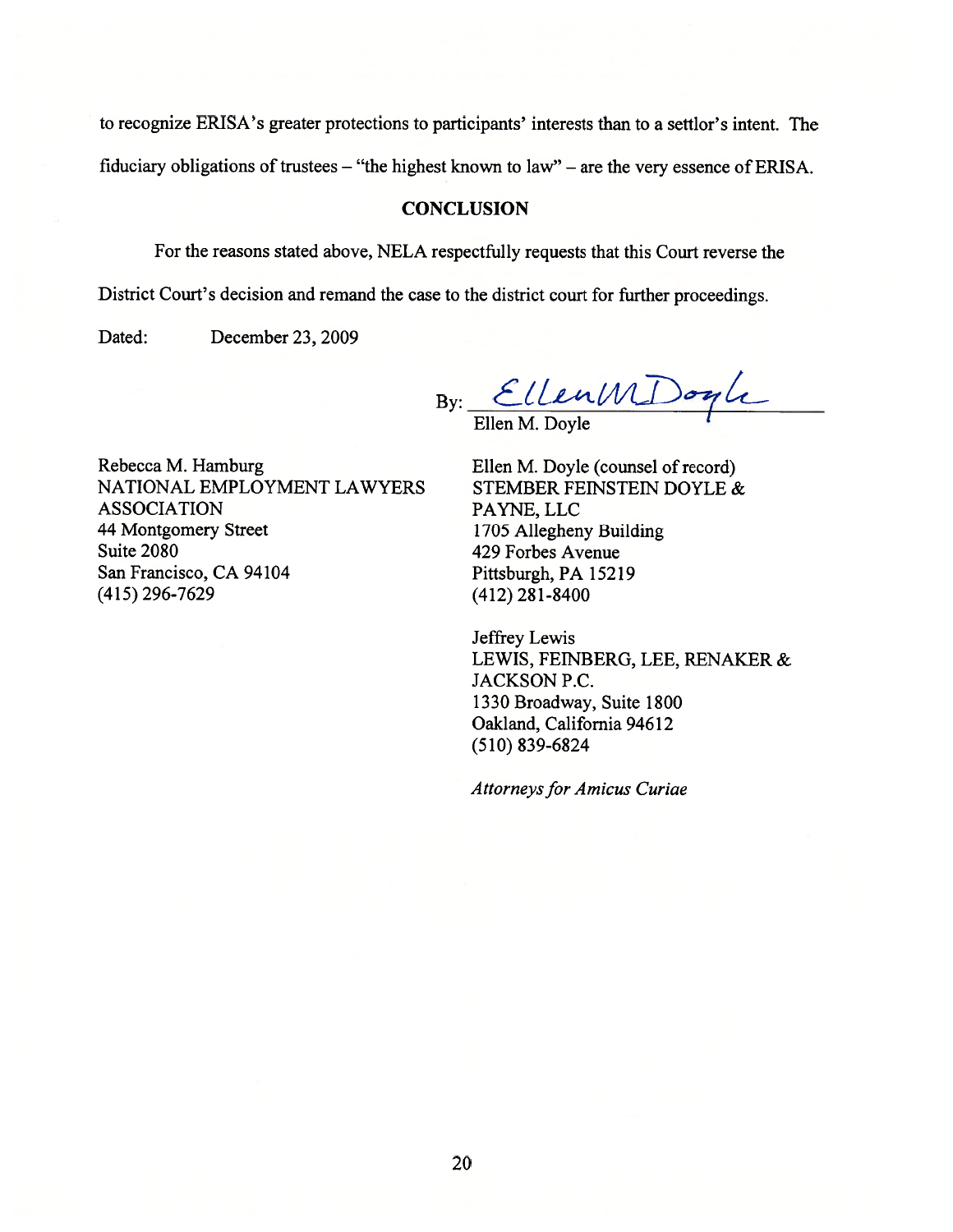to recognize ERISA's greater protections to participants' interests than to a settlor's intent. The fiduciary obligations of trustees – "the highest known to law" – are the very essence of ERISA.

## CONCLUSION

For the reasons stated above, NELA respectfully requests that this Court reverse the District Court's decision and remand the case to the district court for further proceedings.

Dated: December 23, 2009

By: Ellen M. Doyle
Ellen M. Doyle

Rebecca M. Hamburg
NATIONAL EMPLOYMENT LAWYERS ASSOCIATION
44 Montgomery Street
Suite 2080
San Francisco, CA 94104
(415) 296-7629

Ellen M. Doyle (counsel of record)
STEMBER FEINSTEIN DOYLE & PAYNE, LLC
1705 Allegheny Building
429 Forbes Avenue
Pittsburgh, PA 15219
(412) 281-8400

Jeffrey Lewis
LEWIS, FEINBERG, LEE, RENAKER & JACKSON P.C.
1330 Broadway, Suite 1800
Oakland, California 94612
(510) 839-6824

*Attorneys for Amicus Curiae*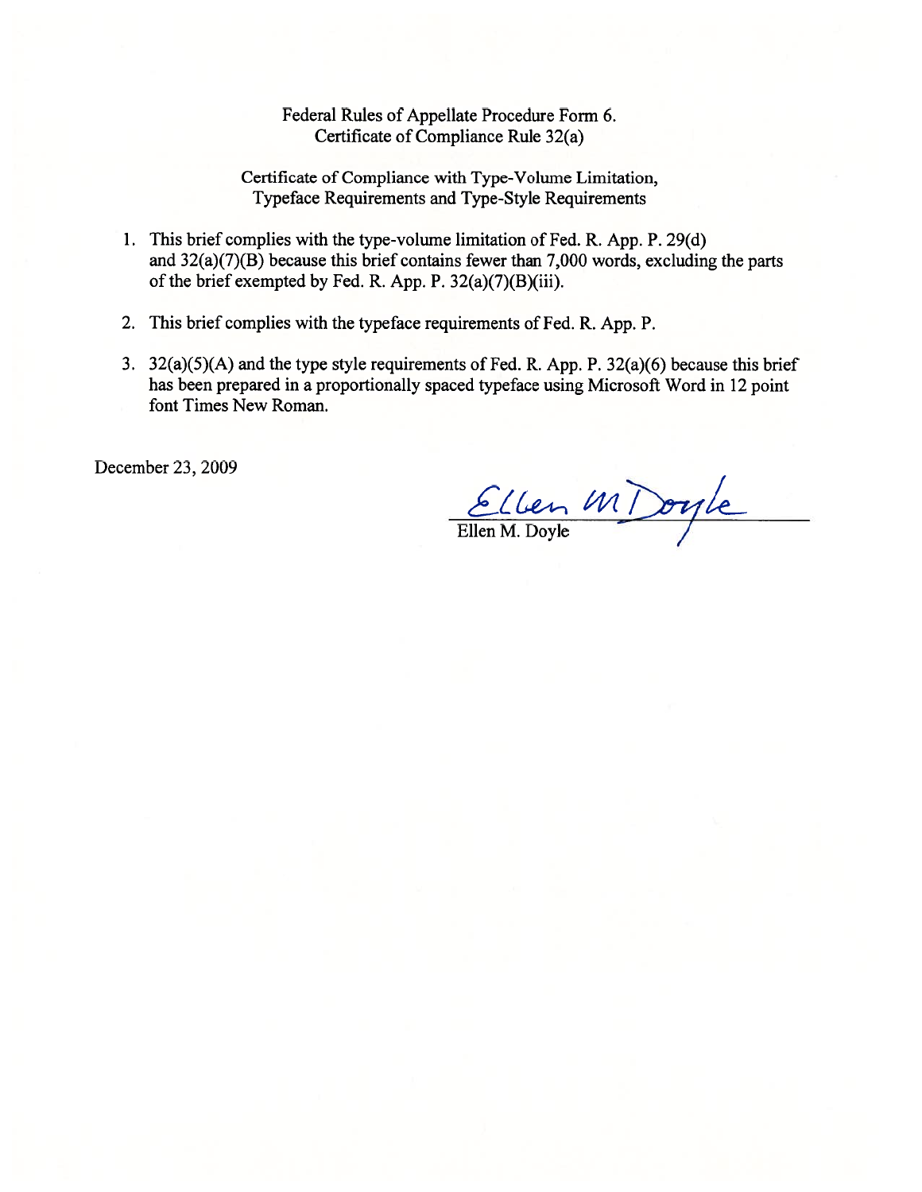Federal Rules of Appellate Procedure Form 6.
Certificate of Compliance Rule 32(a)

Certificate of Compliance with Type-Volume Limitation, Typeface Requirements and Type-Style Requirements

1. This brief complies with the type-volume limitation of Fed. R. App. P. 29(d) and 32(a)(7)(B) because this brief contains fewer than 7,000 words, excluding the parts of the brief exempted by Fed. R. App. P. 32(a)(7)(B)(iii).

2. This brief complies with the typeface requirements of Fed. R. App. P.

3. 32(a)(5)(A) and the type style requirements of Fed. R. App. P. 32(a)(6) because this brief has been prepared in a proportionally spaced typeface using Microsoft Word in 12 point font Times New Roman.

December 23, 2009

Ellen M Doyle
Ellen M. Doyle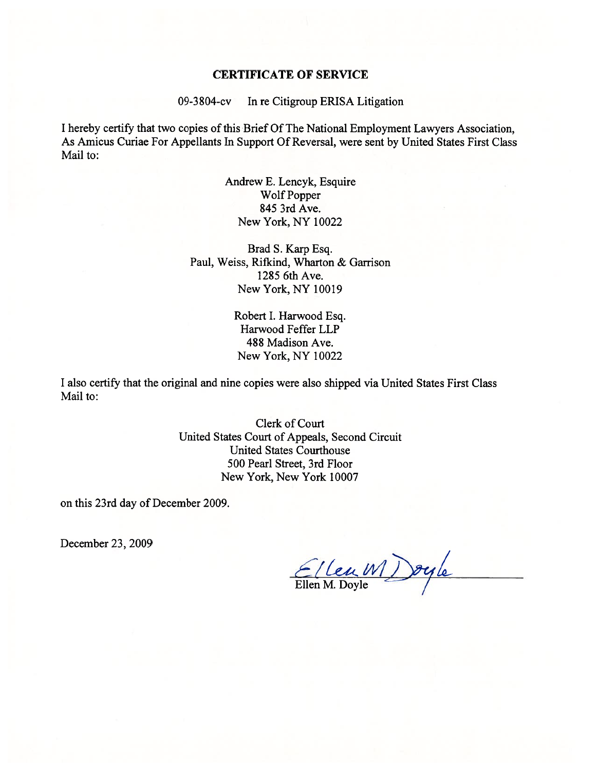## CERTIFICATE OF SERVICE

09-3804-cv In re Citigroup ERISA Litigation

I hereby certify that two copies of this Brief Of The National Employment Lawyers Association, As Amicus Curiae For Appellants In Support Of Reversal, were sent by United States First Class Mail to:

Andrew E. Lencyk, Esquire
Wolf Popper
845 3rd Ave.
New York, NY 10022

Brad S. Karp Esq.
Paul, Weiss, Rifkind, Wharton & Garrison
1285 6th Ave.
New York, NY 10019

Robert I. Harwood Esq.
Harwood Feffer LLP
488 Madison Ave.
New York, NY 10022

I also certify that the original and nine copies were also shipped via United States First Class Mail to:

Clerk of Court
United States Court of Appeals, Second Circuit
United States Courthouse
500 Pearl Street, 3rd Floor
New York, New York 10007

on this 23rd day of December 2009.

December 23, 2009

Ellen M. Doyle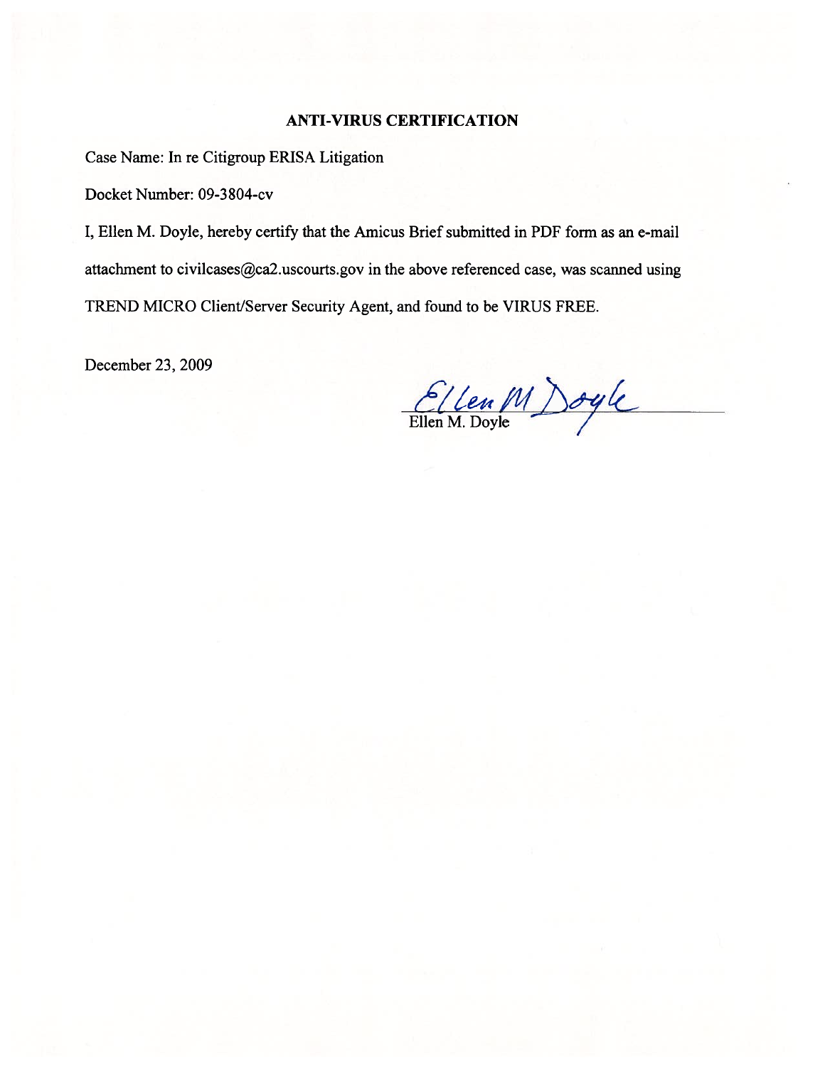**ANTI-VIRUS CERTIFICATION**

Case Name: In re Citigroup ERISA Litigation

Docket Number: 09-3804-cv

I, Ellen M. Doyle, hereby certify that the Amicus Brief submitted in PDF form as an e-mail attachment to civilcases@ca2.uscourts.gov in the above referenced case, was scanned using TREND MICRO Client/Server Security Agent, and found to be VIRUS FREE.

December 23, 2009

Ellen M Doyle
Ellen M. Doyle